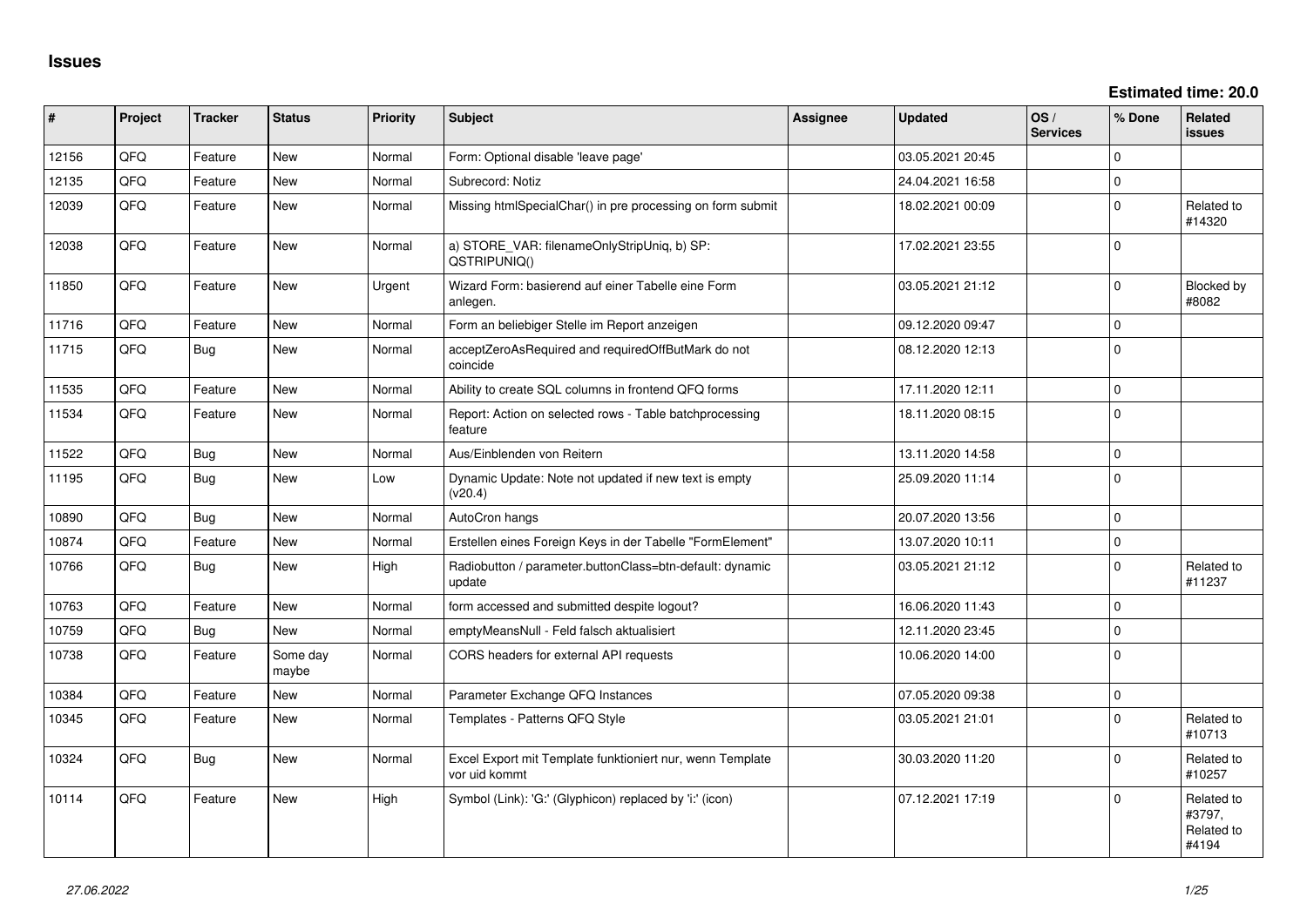# Issues

**Estimated time: 20.0**

| # | Project | Tracker | Status | Priority | Subject | Assignee | Updated | OS / Services | % Done | Related issues |
|---|---|---|---|---|---|---|---|---|---|---|
| 12156 | QFQ | Feature | New | Normal | Form: Optional disable 'leave page' | | 03.05.2021 20:45 | | 0 | |
| 12135 | QFQ | Feature | New | Normal | Subrecord: Notiz | | 24.04.2021 16:58 | | 0 | |
| 12039 | QFQ | Feature | New | Normal | Missing htmlSpecialChar() in pre processing on form submit | | 18.02.2021 00:09 | | 0 | Related to #14320 |
| 12038 | QFQ | Feature | New | Normal | a) STORE_VAR: filenameOnlyStripUniq, b) SP: QSTRIPUNIQ() | | 17.02.2021 23:55 | | 0 | |
| 11850 | QFQ | Feature | New | Urgent | Wizard Form: basierend auf einer Tabelle eine Form anlegen. | | 03.05.2021 21:12 | | 0 | Blocked by #8082 |
| 11716 | QFQ | Feature | New | Normal | Form an beliebiger Stelle im Report anzeigen | | 09.12.2020 09:47 | | 0 | |
| 11715 | QFQ | Bug | New | Normal | acceptZeroAsRequired and requiredOffButMark do not coincide | | 08.12.2020 12:13 | | 0 | |
| 11535 | QFQ | Feature | New | Normal | Ability to create SQL columns in frontend QFQ forms | | 17.11.2020 12:11 | | 0 | |
| 11534 | QFQ | Feature | New | Normal | Report: Action on selected rows - Table batchprocessing feature | | 18.11.2020 08:15 | | 0 | |
| 11522 | QFQ | Bug | New | Normal | Aus/Einblenden von Reitern | | 13.11.2020 14:58 | | 0 | |
| 11195 | QFQ | Bug | New | Low | Dynamic Update: Note not updated if new text is empty (v20.4) | | 25.09.2020 11:14 | | 0 | |
| 10890 | QFQ | Bug | New | Normal | AutoCron hangs | | 20.07.2020 13:56 | | 0 | |
| 10874 | QFQ | Feature | New | Normal | Erstellen eines Foreign Keys in der Tabelle "FormElement" | | 13.07.2020 10:11 | | 0 | |
| 10766 | QFQ | Bug | New | High | Radiobutton / parameter.buttonClass=btn-default: dynamic update | | 03.05.2021 21:12 | | 0 | Related to #11237 |
| 10763 | QFQ | Feature | New | Normal | form accessed and submitted despite logout? | | 16.06.2020 11:43 | | 0 | |
| 10759 | QFQ | Bug | New | Normal | emptyMeansNull - Feld falsch aktualisiert | | 12.11.2020 23:45 | | 0 | |
| 10738 | QFQ | Feature | Some day maybe | Normal | CORS headers for external API requests | | 10.06.2020 14:00 | | 0 | |
| 10384 | QFQ | Feature | New | Normal | Parameter Exchange QFQ Instances | | 07.05.2020 09:38 | | 0 | |
| 10345 | QFQ | Feature | New | Normal | Templates - Patterns QFQ Style | | 03.05.2021 21:01 | | 0 | Related to #10713 |
| 10324 | QFQ | Bug | New | Normal | Excel Export mit Template funktioniert nur, wenn Template vor uid kommt | | 30.03.2020 11:20 | | 0 | Related to #10257 |
| 10114 | QFQ | Feature | New | High | Symbol (Link): 'G:' (Glyphicon) replaced by 'i:' (icon) | | 07.12.2021 17:19 | | 0 | Related to #3797, Related to #4194 |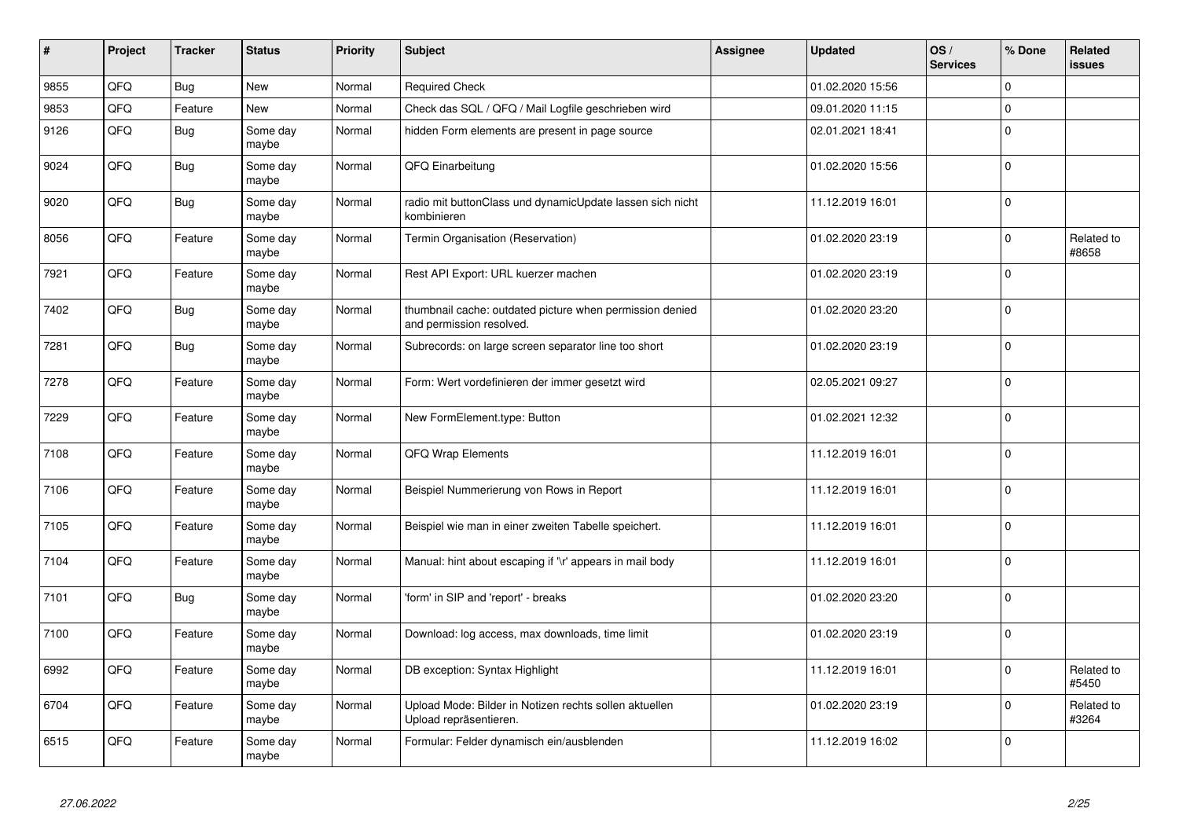| # | Project | Tracker | Status | Priority | Subject | Assignee | Updated | OS / Services | % Done | Related issues |
|---|---|---|---|---|---|---|---|---|---|---|
| 9855 | QFQ | Bug | New | Normal | Required Check | | 01.02.2020 15:56 | | 0 | |
| 9853 | QFQ | Feature | New | Normal | Check das SQL / QFQ / Mail Logfile geschrieben wird | | 09.01.2020 11:15 | | 0 | |
| 9126 | QFQ | Bug | Some day maybe | Normal | hidden Form elements are present in page source | | 02.01.2021 18:41 | | 0 | |
| 9024 | QFQ | Bug | Some day maybe | Normal | QFQ Einarbeitung | | 01.02.2020 15:56 | | 0 | |
| 9020 | QFQ | Bug | Some day maybe | Normal | radio mit buttonClass und dynamicUpdate lassen sich nicht kombinieren | | 11.12.2019 16:01 | | 0 | |
| 8056 | QFQ | Feature | Some day maybe | Normal | Termin Organisation (Reservation) | | 01.02.2020 23:19 | | 0 | Related to #8658 |
| 7921 | QFQ | Feature | Some day maybe | Normal | Rest API Export: URL kuerzer machen | | 01.02.2020 23:19 | | 0 | |
| 7402 | QFQ | Bug | Some day maybe | Normal | thumbnail cache: outdated picture when permission denied and permission resolved. | | 01.02.2020 23:20 | | 0 | |
| 7281 | QFQ | Bug | Some day maybe | Normal | Subrecords: on large screen separator line too short | | 01.02.2020 23:19 | | 0 | |
| 7278 | QFQ | Feature | Some day maybe | Normal | Form: Wert vordefinieren der immer gesetzt wird | | 02.05.2021 09:27 | | 0 | |
| 7229 | QFQ | Feature | Some day maybe | Normal | New FormElement.type: Button | | 01.02.2021 12:32 | | 0 | |
| 7108 | QFQ | Feature | Some day maybe | Normal | QFQ Wrap Elements | | 11.12.2019 16:01 | | 0 | |
| 7106 | QFQ | Feature | Some day maybe | Normal | Beispiel Nummerierung von Rows in Report | | 11.12.2019 16:01 | | 0 | |
| 7105 | QFQ | Feature | Some day maybe | Normal | Beispiel wie man in einer zweiten Tabelle speichert. | | 11.12.2019 16:01 | | 0 | |
| 7104 | QFQ | Feature | Some day maybe | Normal | Manual: hint about escaping if '\r' appears in mail body | | 11.12.2019 16:01 | | 0 | |
| 7101 | QFQ | Bug | Some day maybe | Normal | 'form' in SIP and 'report' - breaks | | 01.02.2020 23:20 | | 0 | |
| 7100 | QFQ | Feature | Some day maybe | Normal | Download: log access, max downloads, time limit | | 01.02.2020 23:19 | | 0 | |
| 6992 | QFQ | Feature | Some day maybe | Normal | DB exception: Syntax Highlight | | 11.12.2019 16:01 | | 0 | Related to #5450 |
| 6704 | QFQ | Feature | Some day maybe | Normal | Upload Mode: Bilder in Notizen rechts sollen aktuellen Upload repräsentieren. | | 01.02.2020 23:19 | | 0 | Related to #3264 |
| 6515 | QFQ | Feature | Some day maybe | Normal | Formular: Felder dynamisch ein/ausblenden | | 11.12.2019 16:02 | | 0 | |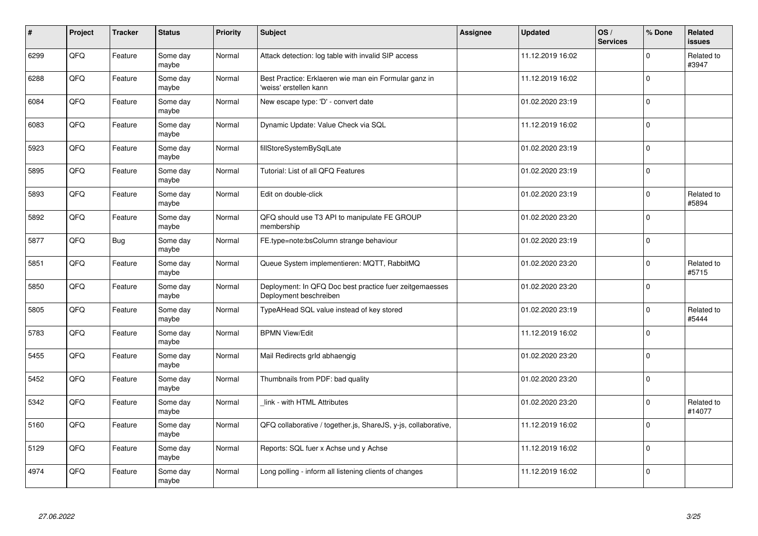| # | Project | Tracker | Status | Priority | Subject | Assignee | Updated | OS / Services | % Done | Related issues |
|---|---|---|---|---|---|---|---|---|---|---|
| 6299 | QFQ | Feature | Some day maybe | Normal | Attack detection: log table with invalid SIP access | | 11.12.2019 16:02 | | 0 | Related to #3947 |
| 6288 | QFQ | Feature | Some day maybe | Normal | Best Practice: Erklaeren wie man ein Formular ganz in 'weiss' erstellen kann | | 11.12.2019 16:02 | | 0 | |
| 6084 | QFQ | Feature | Some day maybe | Normal | New escape type: 'D' - convert date | | 01.02.2020 23:19 | | 0 | |
| 6083 | QFQ | Feature | Some day maybe | Normal | Dynamic Update: Value Check via SQL | | 11.12.2019 16:02 | | 0 | |
| 5923 | QFQ | Feature | Some day maybe | Normal | fillStoreSystemBySqlLate | | 01.02.2020 23:19 | | 0 | |
| 5895 | QFQ | Feature | Some day maybe | Normal | Tutorial: List of all QFQ Features | | 01.02.2020 23:19 | | 0 | |
| 5893 | QFQ | Feature | Some day maybe | Normal | Edit on double-click | | 01.02.2020 23:19 | | 0 | Related to #5894 |
| 5892 | QFQ | Feature | Some day maybe | Normal | QFQ should use T3 API to manipulate FE GROUP membership | | 01.02.2020 23:20 | | 0 | |
| 5877 | QFQ | Bug | Some day maybe | Normal | FE.type=note:bsColumn strange behaviour | | 01.02.2020 23:19 | | 0 | |
| 5851 | QFQ | Feature | Some day maybe | Normal | Queue System implementieren: MQTT, RabbitMQ | | 01.02.2020 23:20 | | 0 | Related to #5715 |
| 5850 | QFQ | Feature | Some day maybe | Normal | Deployment: In QFQ Doc best practice fuer zeitgemaesses Deployment beschreiben | | 01.02.2020 23:20 | | 0 | |
| 5805 | QFQ | Feature | Some day maybe | Normal | TypeAHead SQL value instead of key stored | | 01.02.2020 23:19 | | 0 | Related to #5444 |
| 5783 | QFQ | Feature | Some day maybe | Normal | BPMN View/Edit | | 11.12.2019 16:02 | | 0 | |
| 5455 | QFQ | Feature | Some day maybe | Normal | Mail Redirects grId abhaengig | | 01.02.2020 23:20 | | 0 | |
| 5452 | QFQ | Feature | Some day maybe | Normal | Thumbnails from PDF: bad quality | | 01.02.2020 23:20 | | 0 | |
| 5342 | QFQ | Feature | Some day maybe | Normal | _link - with HTML Attributes | | 01.02.2020 23:20 | | 0 | Related to #14077 |
| 5160 | QFQ | Feature | Some day maybe | Normal | QFQ collaborative / together.js, ShareJS, y-js, collaborative, | | 11.12.2019 16:02 | | 0 | |
| 5129 | QFQ | Feature | Some day maybe | Normal | Reports: SQL fuer x Achse und y Achse | | 11.12.2019 16:02 | | 0 | |
| 4974 | QFQ | Feature | Some day maybe | Normal | Long polling - inform all listening clients of changes | | 11.12.2019 16:02 | | 0 | |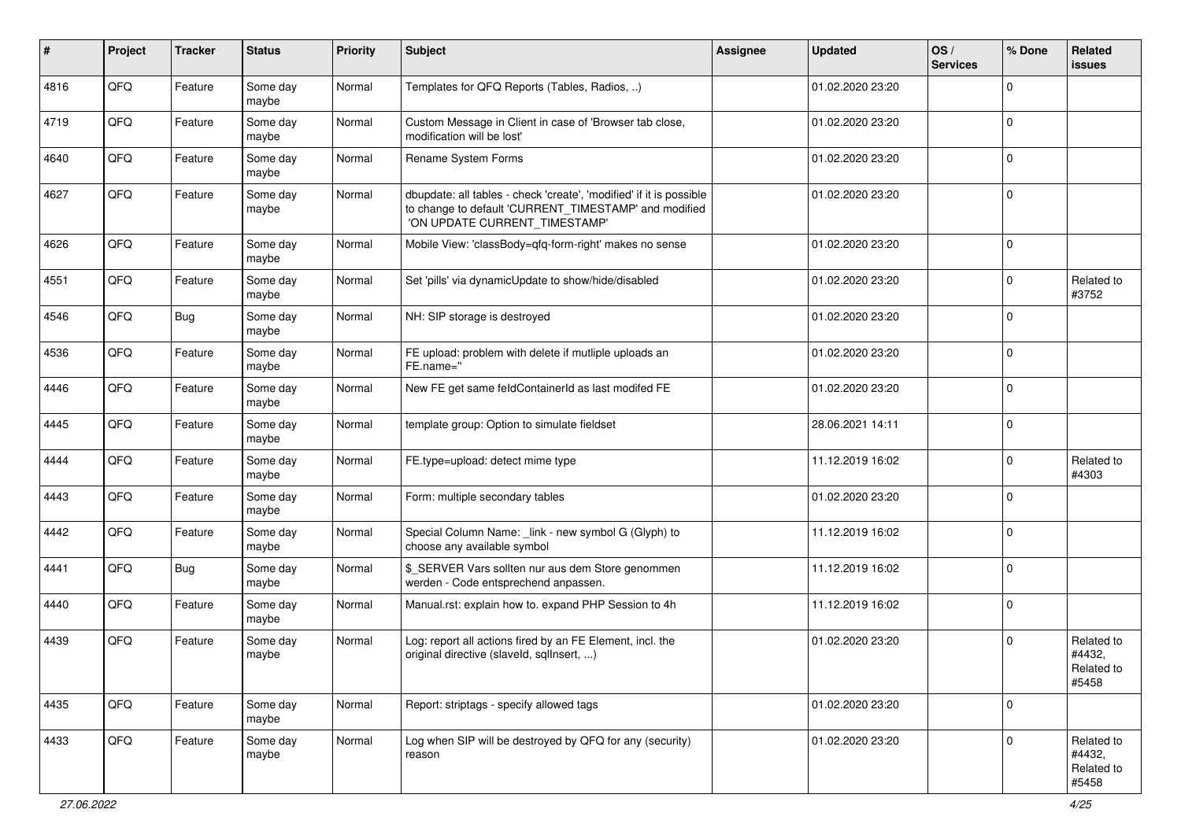| # | Project | Tracker | Status | Priority | Subject | Assignee | Updated | OS / Services | % Done | Related issues |
|---|---|---|---|---|---|---|---|---|---|---|
| 4816 | QFQ | Feature | Some day maybe | Normal | Templates for QFQ Reports (Tables, Radios, ..) | | 01.02.2020 23:20 | | 0 | |
| 4719 | QFQ | Feature | Some day maybe | Normal | Custom Message in Client in case of 'Browser tab close, modification will be lost' | | 01.02.2020 23:20 | | 0 | |
| 4640 | QFQ | Feature | Some day maybe | Normal | Rename System Forms | | 01.02.2020 23:20 | | 0 | |
| 4627 | QFQ | Feature | Some day maybe | Normal | dbupdate: all tables - check 'create', 'modified' if it is possible to change to default 'CURRENT_TIMESTAMP' and modified 'ON UPDATE CURRENT_TIMESTAMP' | | 01.02.2020 23:20 | | 0 | |
| 4626 | QFQ | Feature | Some day maybe | Normal | Mobile View: 'classBody=qfq-form-right' makes no sense | | 01.02.2020 23:20 | | 0 | |
| 4551 | QFQ | Feature | Some day maybe | Normal | Set 'pills' via dynamicUpdate to show/hide/disabled | | 01.02.2020 23:20 | | 0 | Related to #3752 |
| 4546 | QFQ | Bug | Some day maybe | Normal | NH: SIP storage is destroyed | | 01.02.2020 23:20 | | 0 | |
| 4536 | QFQ | Feature | Some day maybe | Normal | FE upload: problem with delete if mutliple uploads an FE.name='' | | 01.02.2020 23:20 | | 0 | |
| 4446 | QFQ | Feature | Some day maybe | Normal | New FE get same feldContainerId as last modifed FE | | 01.02.2020 23:20 | | 0 | |
| 4445 | QFQ | Feature | Some day maybe | Normal | template group: Option to simulate fieldset | | 28.06.2021 14:11 | | 0 | |
| 4444 | QFQ | Feature | Some day maybe | Normal | FE.type=upload: detect mime type | | 11.12.2019 16:02 | | 0 | Related to #4303 |
| 4443 | QFQ | Feature | Some day maybe | Normal | Form: multiple secondary tables | | 01.02.2020 23:20 | | 0 | |
| 4442 | QFQ | Feature | Some day maybe | Normal | Special Column Name: _link - new symbol G (Glyph) to choose any available symbol | | 11.12.2019 16:02 | | 0 | |
| 4441 | QFQ | Bug | Some day maybe | Normal | $_SERVER Vars sollten nur aus dem Store genommen werden - Code entsprechend anpassen. | | 11.12.2019 16:02 | | 0 | |
| 4440 | QFQ | Feature | Some day maybe | Normal | Manual.rst: explain how to. expand PHP Session to 4h | | 11.12.2019 16:02 | | 0 | |
| 4439 | QFQ | Feature | Some day maybe | Normal | Log: report all actions fired by an FE Element, incl. the original directive (slaveId, sqlInsert, ...) | | 01.02.2020 23:20 | | 0 | Related to #4432, Related to #5458 |
| 4435 | QFQ | Feature | Some day maybe | Normal | Report: striptags - specify allowed tags | | 01.02.2020 23:20 | | 0 | |
| 4433 | QFQ | Feature | Some day maybe | Normal | Log when SIP will be destroyed by QFQ for any (security) reason | | 01.02.2020 23:20 | | 0 | Related to #4432, Related to #5458 |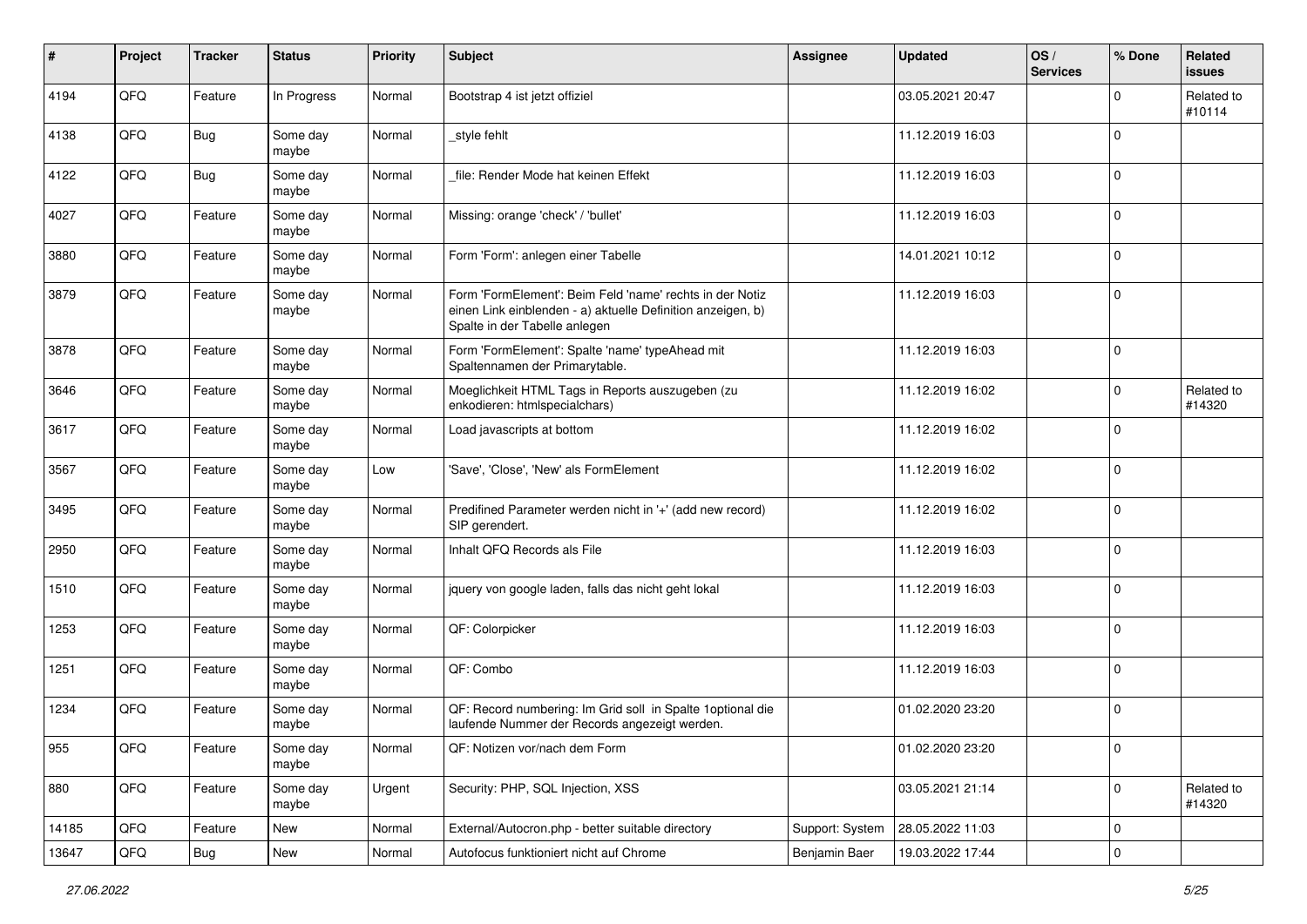| # | Project | Tracker | Status | Priority | Subject | Assignee | Updated | OS / Services | % Done | Related issues |
|---|---|---|---|---|---|---|---|---|---|---|
| 4194 | QFQ | Feature | In Progress | Normal | Bootstrap 4 ist jetzt offiziel | | 03.05.2021 20:47 | | 0 | Related to #10114 |
| 4138 | QFQ | Bug | Some day maybe | Normal | _style fehlt | | 11.12.2019 16:03 | | 0 | |
| 4122 | QFQ | Bug | Some day maybe | Normal | _file: Render Mode hat keinen Effekt | | 11.12.2019 16:03 | | 0 | |
| 4027 | QFQ | Feature | Some day maybe | Normal | Missing: orange 'check' / 'bullet' | | 11.12.2019 16:03 | | 0 | |
| 3880 | QFQ | Feature | Some day maybe | Normal | Form 'Form': anlegen einer Tabelle | | 14.01.2021 10:12 | | 0 | |
| 3879 | QFQ | Feature | Some day maybe | Normal | Form 'FormElement': Beim Feld 'name' rechts in der Notiz einen Link einblenden - a) aktuelle Definition anzeigen, b) Spalte in der Tabelle anlegen | | 11.12.2019 16:03 | | 0 | |
| 3878 | QFQ | Feature | Some day maybe | Normal | Form 'FormElement': Spalte 'name' typeAhead mit Spaltennamen der Primarytable. | | 11.12.2019 16:03 | | 0 | |
| 3646 | QFQ | Feature | Some day maybe | Normal | Moeglichkeit HTML Tags in Reports auszugeben (zu enkodieren: htmlspecialchars) | | 11.12.2019 16:02 | | 0 | Related to #14320 |
| 3617 | QFQ | Feature | Some day maybe | Normal | Load javascripts at bottom | | 11.12.2019 16:02 | | 0 | |
| 3567 | QFQ | Feature | Some day maybe | Low | 'Save', 'Close', 'New' als FormElement | | 11.12.2019 16:02 | | 0 | |
| 3495 | QFQ | Feature | Some day maybe | Normal | Predifined Parameter werden nicht in '+' (add new record) SIP gerendert. | | 11.12.2019 16:02 | | 0 | |
| 2950 | QFQ | Feature | Some day maybe | Normal | Inhalt QFQ Records als File | | 11.12.2019 16:03 | | 0 | |
| 1510 | QFQ | Feature | Some day maybe | Normal | jquery von google laden, falls das nicht geht lokal | | 11.12.2019 16:03 | | 0 | |
| 1253 | QFQ | Feature | Some day maybe | Normal | QF: Colorpicker | | 11.12.2019 16:03 | | 0 | |
| 1251 | QFQ | Feature | Some day maybe | Normal | QF: Combo | | 11.12.2019 16:03 | | 0 | |
| 1234 | QFQ | Feature | Some day maybe | Normal | QF: Record numbering: Im Grid soll in Spalte 1optional die laufende Nummer der Records angezeigt werden. | | 01.02.2020 23:20 | | 0 | |
| 955 | QFQ | Feature | Some day maybe | Normal | QF: Notizen vor/nach dem Form | | 01.02.2020 23:20 | | 0 | |
| 880 | QFQ | Feature | Some day maybe | Urgent | Security: PHP, SQL Injection, XSS | | 03.05.2021 21:14 | | 0 | Related to #14320 |
| 14185 | QFQ | Feature | New | Normal | External/Autocron.php - better suitable directory | Support: System | 28.05.2022 11:03 | | 0 | |
| 13647 | QFQ | Bug | New | Normal | Autofocus funktioniert nicht auf Chrome | Benjamin Baer | 19.03.2022 17:44 | | 0 | |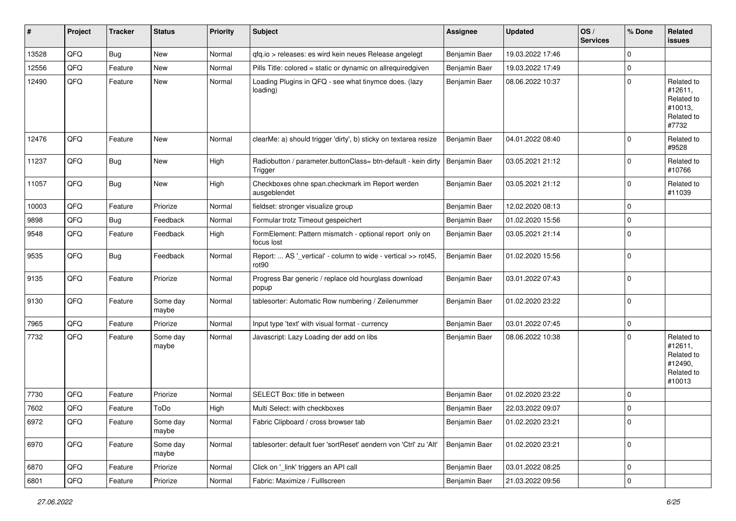| # | Project | Tracker | Status | Priority | Subject | Assignee | Updated | OS / Services | % Done | Related issues |
|---|---|---|---|---|---|---|---|---|---|---|
| 13528 | QFQ | Bug | New | Normal | qfq.io > releases: es wird kein neues Release angelegt | Benjamin Baer | 19.03.2022 17:46 | | 0 | |
| 12556 | QFQ | Feature | New | Normal | Pills Title: colored = static or dynamic on allrequiredgiven | Benjamin Baer | 19.03.2022 17:49 | | 0 | |
| 12490 | QFQ | Feature | New | Normal | Loading Plugins in QFQ - see what tinymce does. (lazy loading) | Benjamin Baer | 08.06.2022 10:37 | | 0 | Related to #12611, Related to #10013, Related to #7732 |
| 12476 | QFQ | Feature | New | Normal | clearMe: a) should trigger 'dirty', b) sticky on textarea resize | Benjamin Baer | 04.01.2022 08:40 | | 0 | Related to #9528 |
| 11237 | QFQ | Bug | New | High | Radiobutton / parameter.buttonClass= btn-default - kein dirty Trigger | Benjamin Baer | 03.05.2021 21:12 | | 0 | Related to #10766 |
| 11057 | QFQ | Bug | New | High | Checkboxes ohne span.checkmark im Report werden ausgeblendet | Benjamin Baer | 03.05.2021 21:12 | | 0 | Related to #11039 |
| 10003 | QFQ | Feature | Priorize | Normal | fieldset: stronger visualize group | Benjamin Baer | 12.02.2020 08:13 | | 0 | |
| 9898 | QFQ | Bug | Feedback | Normal | Formular trotz Timeout gespeichert | Benjamin Baer | 01.02.2020 15:56 | | 0 | |
| 9548 | QFQ | Feature | Feedback | High | FormElement: Pattern mismatch - optional report only on focus lost | Benjamin Baer | 03.05.2021 21:14 | | 0 | |
| 9535 | QFQ | Bug | Feedback | Normal | Report: ... AS '_vertical' - column to wide - vertical >> rot45, rot90 | Benjamin Baer | 01.02.2020 15:56 | | 0 | |
| 9135 | QFQ | Feature | Priorize | Normal | Progress Bar generic / replace old hourglass download popup | Benjamin Baer | 03.01.2022 07:43 | | 0 | |
| 9130 | QFQ | Feature | Some day maybe | Normal | tablesorter: Automatic Row numbering / Zeilenummer | Benjamin Baer | 01.02.2020 23:22 | | 0 | |
| 7965 | QFQ | Feature | Priorize | Normal | Input type 'text' with visual format - currency | Benjamin Baer | 03.01.2022 07:45 | | 0 | |
| 7732 | QFQ | Feature | Some day maybe | Normal | Javascript: Lazy Loading der add on libs | Benjamin Baer | 08.06.2022 10:38 | | 0 | Related to #12611, Related to #12490, Related to #10013 |
| 7730 | QFQ | Feature | Priorize | Normal | SELECT Box: title in between | Benjamin Baer | 01.02.2020 23:22 | | 0 | |
| 7602 | QFQ | Feature | ToDo | High | Multi Select: with checkboxes | Benjamin Baer | 22.03.2022 09:07 | | 0 | |
| 6972 | QFQ | Feature | Some day maybe | Normal | Fabric Clipboard / cross browser tab | Benjamin Baer | 01.02.2020 23:21 | | 0 | |
| 6970 | QFQ | Feature | Some day maybe | Normal | tablesorter: default fuer 'sortReset' aendern von 'Ctrl' zu 'Alt' | Benjamin Baer | 01.02.2020 23:21 | | 0 | |
| 6870 | QFQ | Feature | Priorize | Normal | Click on '_link' triggers an API call | Benjamin Baer | 03.01.2022 08:25 | | 0 | |
| 6801 | QFQ | Feature | Priorize | Normal | Fabric: Maximize / Fulllscreen | Benjamin Baer | 21.03.2022 09:56 | | 0 | |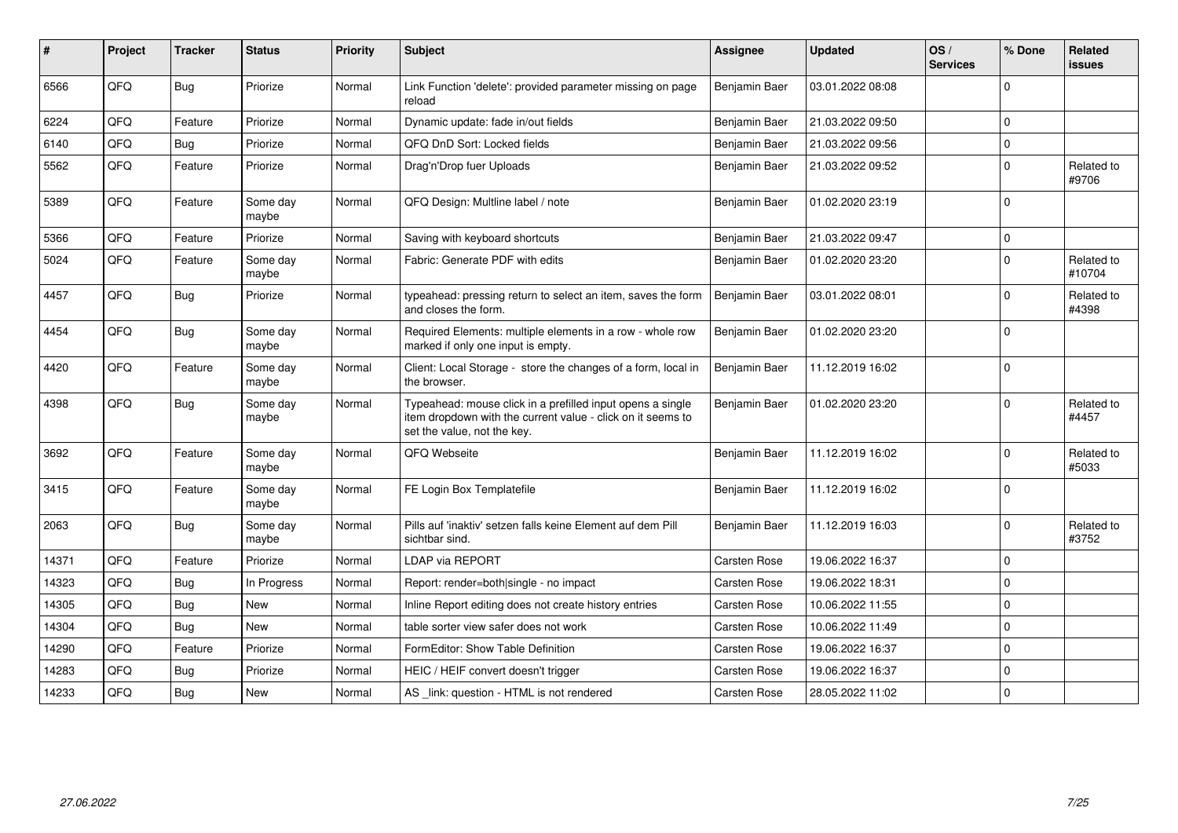| # | Project | Tracker | Status | Priority | Subject | Assignee | Updated | OS / Services | % Done | Related issues |
|---|---|---|---|---|---|---|---|---|---|---|
| 6566 | QFQ | Bug | Priorize | Normal | Link Function 'delete': provided parameter missing on page reload | Benjamin Baer | 03.01.2022 08:08 | | 0 | |
| 6224 | QFQ | Feature | Priorize | Normal | Dynamic update: fade in/out fields | Benjamin Baer | 21.03.2022 09:50 | | 0 | |
| 6140 | QFQ | Bug | Priorize | Normal | QFQ DnD Sort: Locked fields | Benjamin Baer | 21.03.2022 09:56 | | 0 | |
| 5562 | QFQ | Feature | Priorize | Normal | Drag'n'Drop fuer Uploads | Benjamin Baer | 21.03.2022 09:52 | | 0 | Related to #9706 |
| 5389 | QFQ | Feature | Some day maybe | Normal | QFQ Design: Multline label / note | Benjamin Baer | 01.02.2020 23:19 | | 0 | |
| 5366 | QFQ | Feature | Priorize | Normal | Saving with keyboard shortcuts | Benjamin Baer | 21.03.2022 09:47 | | 0 | |
| 5024 | QFQ | Feature | Some day maybe | Normal | Fabric: Generate PDF with edits | Benjamin Baer | 01.02.2020 23:20 | | 0 | Related to #10704 |
| 4457 | QFQ | Bug | Priorize | Normal | typeahead: pressing return to select an item, saves the form and closes the form. | Benjamin Baer | 03.01.2022 08:01 | | 0 | Related to #4398 |
| 4454 | QFQ | Bug | Some day maybe | Normal | Required Elements: multiple elements in a row - whole row marked if only one input is empty. | Benjamin Baer | 01.02.2020 23:20 | | 0 | |
| 4420 | QFQ | Feature | Some day maybe | Normal | Client: Local Storage - store the changes of a form, local in the browser. | Benjamin Baer | 11.12.2019 16:02 | | 0 | |
| 4398 | QFQ | Bug | Some day maybe | Normal | Typeahead: mouse click in a prefilled input opens a single item dropdown with the current value - click on it seems to set the value, not the key. | Benjamin Baer | 01.02.2020 23:20 | | 0 | Related to #4457 |
| 3692 | QFQ | Feature | Some day maybe | Normal | QFQ Webseite | Benjamin Baer | 11.12.2019 16:02 | | 0 | Related to #5033 |
| 3415 | QFQ | Feature | Some day maybe | Normal | FE Login Box Templatefile | Benjamin Baer | 11.12.2019 16:02 | | 0 | |
| 2063 | QFQ | Bug | Some day maybe | Normal | Pills auf 'inaktiv' setzen falls keine Element auf dem Pill sichtbar sind. | Benjamin Baer | 11.12.2019 16:03 | | 0 | Related to #3752 |
| 14371 | QFQ | Feature | Priorize | Normal | LDAP via REPORT | Carsten Rose | 19.06.2022 16:37 | | 0 | |
| 14323 | QFQ | Bug | In Progress | Normal | Report: render=both\|single - no impact | Carsten Rose | 19.06.2022 18:31 | | 0 | |
| 14305 | QFQ | Bug | New | Normal | Inline Report editing does not create history entries | Carsten Rose | 10.06.2022 11:55 | | 0 | |
| 14304 | QFQ | Bug | New | Normal | table sorter view safer does not work | Carsten Rose | 10.06.2022 11:49 | | 0 | |
| 14290 | QFQ | Feature | Priorize | Normal | FormEditor: Show Table Definition | Carsten Rose | 19.06.2022 16:37 | | 0 | |
| 14283 | QFQ | Bug | Priorize | Normal | HEIC / HEIF convert doesn't trigger | Carsten Rose | 19.06.2022 16:37 | | 0 | |
| 14233 | QFQ | Bug | New | Normal | AS _link: question - HTML is not rendered | Carsten Rose | 28.05.2022 11:02 | | 0 | |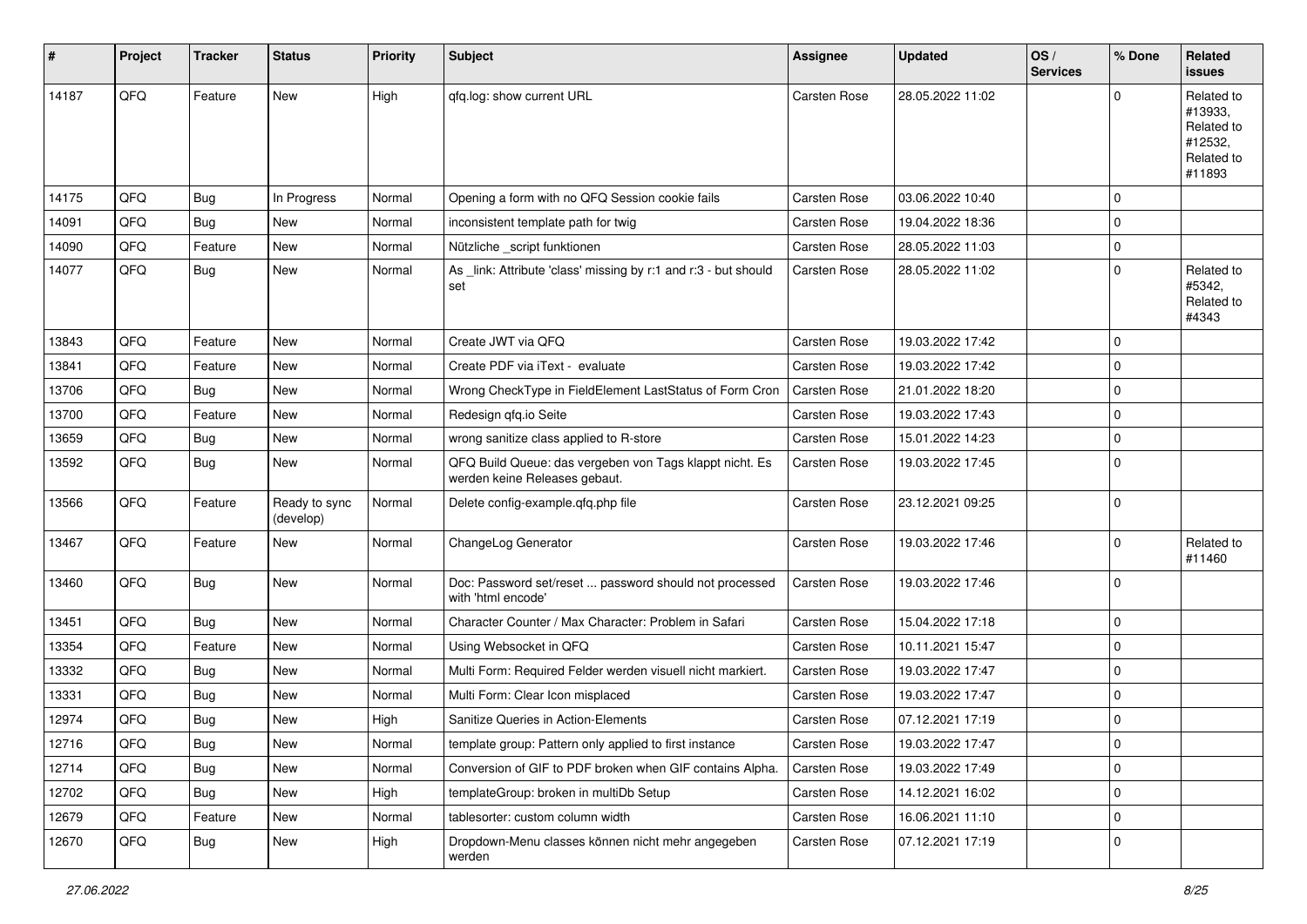| # | Project | Tracker | Status | Priority | Subject | Assignee | Updated | OS / Services | % Done | Related issues |
|---|---|---|---|---|---|---|---|---|---|---|
| 14187 | QFQ | Feature | New | High | qfq.log: show current URL | Carsten Rose | 28.05.2022 11:02 | | 0 | Related to #13933, Related to #12532, Related to #11893 |
| 14175 | QFQ | Bug | In Progress | Normal | Opening a form with no QFQ Session cookie fails | Carsten Rose | 03.06.2022 10:40 | | 0 | |
| 14091 | QFQ | Bug | New | Normal | inconsistent template path for twig | Carsten Rose | 19.04.2022 18:36 | | 0 | |
| 14090 | QFQ | Feature | New | Normal | Nützliche _script funktionen | Carsten Rose | 28.05.2022 11:03 | | 0 | |
| 14077 | QFQ | Bug | New | Normal | As _link: Attribute 'class' missing by r:1 and r:3 - but should set | Carsten Rose | 28.05.2022 11:02 | | 0 | Related to #5342, Related to #4343 |
| 13843 | QFQ | Feature | New | Normal | Create JWT via QFQ | Carsten Rose | 19.03.2022 17:42 | | 0 | |
| 13841 | QFQ | Feature | New | Normal | Create PDF via iText - evaluate | Carsten Rose | 19.03.2022 17:42 | | 0 | |
| 13706 | QFQ | Bug | New | Normal | Wrong CheckType in FieldElement LastStatus of Form Cron | Carsten Rose | 21.01.2022 18:20 | | 0 | |
| 13700 | QFQ | Feature | New | Normal | Redesign qfq.io Seite | Carsten Rose | 19.03.2022 17:43 | | 0 | |
| 13659 | QFQ | Bug | New | Normal | wrong sanitize class applied to R-store | Carsten Rose | 15.01.2022 14:23 | | 0 | |
| 13592 | QFQ | Bug | New | Normal | QFQ Build Queue: das vergeben von Tags klappt nicht. Es werden keine Releases gebaut. | Carsten Rose | 19.03.2022 17:45 | | 0 | |
| 13566 | QFQ | Feature | Ready to sync (develop) | Normal | Delete config-example.qfq.php file | Carsten Rose | 23.12.2021 09:25 | | 0 | |
| 13467 | QFQ | Feature | New | Normal | ChangeLog Generator | Carsten Rose | 19.03.2022 17:46 | | 0 | Related to #11460 |
| 13460 | QFQ | Bug | New | Normal | Doc: Password set/reset ... password should not processed with 'html encode' | Carsten Rose | 19.03.2022 17:46 | | 0 | |
| 13451 | QFQ | Bug | New | Normal | Character Counter / Max Character: Problem in Safari | Carsten Rose | 15.04.2022 17:18 | | 0 | |
| 13354 | QFQ | Feature | New | Normal | Using Websocket in QFQ | Carsten Rose | 10.11.2021 15:47 | | 0 | |
| 13332 | QFQ | Bug | New | Normal | Multi Form: Required Felder werden visuell nicht markiert. | Carsten Rose | 19.03.2022 17:47 | | 0 | |
| 13331 | QFQ | Bug | New | Normal | Multi Form: Clear Icon misplaced | Carsten Rose | 19.03.2022 17:47 | | 0 | |
| 12974 | QFQ | Bug | New | High | Sanitize Queries in Action-Elements | Carsten Rose | 07.12.2021 17:19 | | 0 | |
| 12716 | QFQ | Bug | New | Normal | template group: Pattern only applied to first instance | Carsten Rose | 19.03.2022 17:47 | | 0 | |
| 12714 | QFQ | Bug | New | Normal | Conversion of GIF to PDF broken when GIF contains Alpha. | Carsten Rose | 19.03.2022 17:49 | | 0 | |
| 12702 | QFQ | Bug | New | High | templateGroup: broken in multiDb Setup | Carsten Rose | 14.12.2021 16:02 | | 0 | |
| 12679 | QFQ | Feature | New | Normal | tablesorter: custom column width | Carsten Rose | 16.06.2021 11:10 | | 0 | |
| 12670 | QFQ | Bug | New | High | Dropdown-Menu classes können nicht mehr angegeben werden | Carsten Rose | 07.12.2021 17:19 | | 0 | |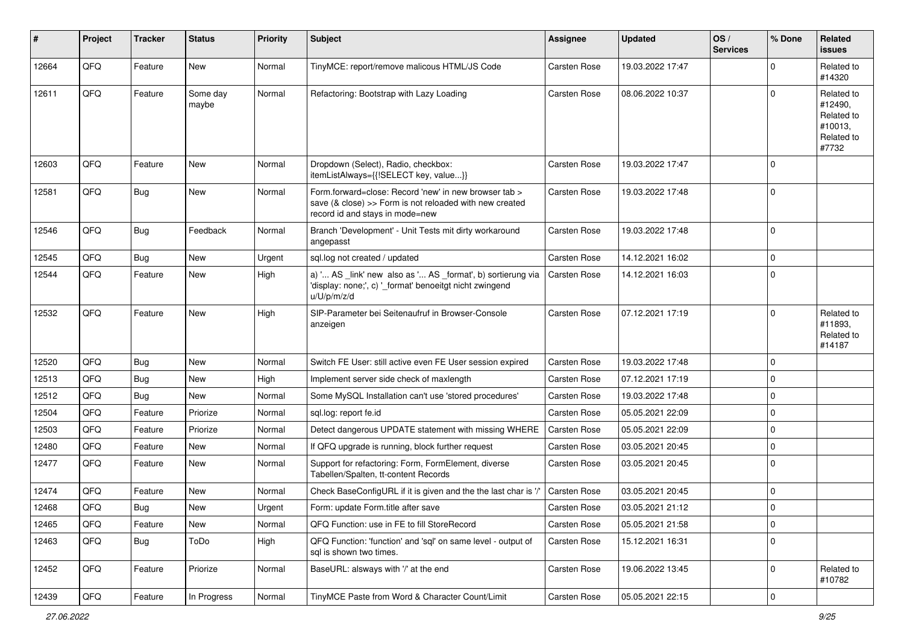| # | Project | Tracker | Status | Priority | Subject | Assignee | Updated | OS / Services | % Done | Related issues |
|---|---|---|---|---|---|---|---|---|---|---|
| 12664 | QFQ | Feature | New | Normal | TinyMCE: report/remove malicous HTML/JS Code | Carsten Rose | 19.03.2022 17:47 | | 0 | Related to #14320 |
| 12611 | QFQ | Feature | Some day maybe | Normal | Refactoring: Bootstrap with Lazy Loading | Carsten Rose | 08.06.2022 10:37 | | 0 | Related to #12490, Related to #10013, Related to #7732 |
| 12603 | QFQ | Feature | New | Normal | Dropdown (Select), Radio, checkbox: itemListAlways={{!SELECT key, value...}} | Carsten Rose | 19.03.2022 17:47 | | 0 | |
| 12581 | QFQ | Bug | New | Normal | Form.forward=close: Record 'new' in new browser tab > save (& close) >> Form is not reloaded with new created record id and stays in mode=new | Carsten Rose | 19.03.2022 17:48 | | 0 | |
| 12546 | QFQ | Bug | Feedback | Normal | Branch 'Development' - Unit Tests mit dirty workaround angepasst | Carsten Rose | 19.03.2022 17:48 | | 0 | |
| 12545 | QFQ | Bug | New | Urgent | sql.log not created / updated | Carsten Rose | 14.12.2021 16:02 | | 0 | |
| 12544 | QFQ | Feature | New | High | a) '... AS _link' new also as '... AS _format', b) sortierung via 'display: none;', c) '_format' benoeitgt nicht zwingend u/U/p/m/z/d | Carsten Rose | 14.12.2021 16:03 | | 0 | |
| 12532 | QFQ | Feature | New | High | SIP-Parameter bei Seitenaufruf in Browser-Console anzeigen | Carsten Rose | 07.12.2021 17:19 | | 0 | Related to #11893, Related to #14187 |
| 12520 | QFQ | Bug | New | Normal | Switch FE User: still active even FE User session expired | Carsten Rose | 19.03.2022 17:48 | | 0 | |
| 12513 | QFQ | Bug | New | High | Implement server side check of maxlength | Carsten Rose | 07.12.2021 17:19 | | 0 | |
| 12512 | QFQ | Bug | New | Normal | Some MySQL Installation can't use 'stored procedures' | Carsten Rose | 19.03.2022 17:48 | | 0 | |
| 12504 | QFQ | Feature | Priorize | Normal | sql.log: report fe.id | Carsten Rose | 05.05.2021 22:09 | | 0 | |
| 12503 | QFQ | Feature | Priorize | Normal | Detect dangerous UPDATE statement with missing WHERE | Carsten Rose | 05.05.2021 22:09 | | 0 | |
| 12480 | QFQ | Feature | New | Normal | If QFQ upgrade is running, block further request | Carsten Rose | 03.05.2021 20:45 | | 0 | |
| 12477 | QFQ | Feature | New | Normal | Support for refactoring: Form, FormElement, diverse Tabellen/Spalten, tt-content Records | Carsten Rose | 03.05.2021 20:45 | | 0 | |
| 12474 | QFQ | Feature | New | Normal | Check BaseConfigURL if it is given and the the last char is '/' | Carsten Rose | 03.05.2021 20:45 | | 0 | |
| 12468 | QFQ | Bug | New | Urgent | Form: update Form.title after save | Carsten Rose | 03.05.2021 21:12 | | 0 | |
| 12465 | QFQ | Feature | New | Normal | QFQ Function: use in FE to fill StoreRecord | Carsten Rose | 05.05.2021 21:58 | | 0 | |
| 12463 | QFQ | Bug | ToDo | High | QFQ Function: 'function' and 'sql' on same level - output of sql is shown two times. | Carsten Rose | 15.12.2021 16:31 | | 0 | |
| 12452 | QFQ | Feature | Priorize | Normal | BaseURL: alsways with '/' at the end | Carsten Rose | 19.06.2022 13:45 | | 0 | Related to #10782 |
| 12439 | QFQ | Feature | In Progress | Normal | TinyMCE Paste from Word & Character Count/Limit | Carsten Rose | 05.05.2021 22:15 | | 0 | |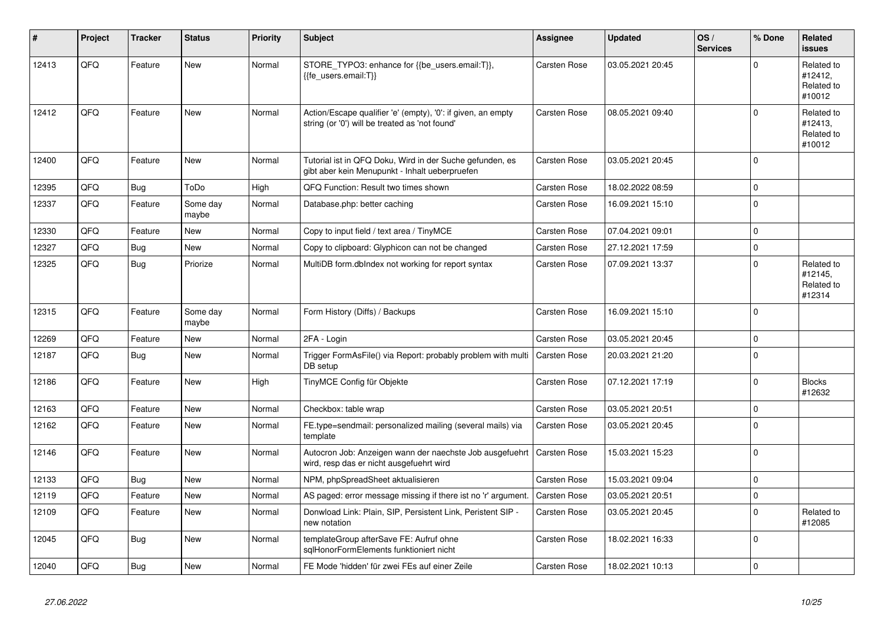| # | Project | Tracker | Status | Priority | Subject | Assignee | Updated | OS / Services | % Done | Related issues |
|---|---|---|---|---|---|---|---|---|---|---|
| 12413 | QFQ | Feature | New | Normal | STORE_TYPO3: enhance for {{be_users.email:T}}, {{fe_users.email:T}} | Carsten Rose | 03.05.2021 20:45 | | 0 | Related to #12412, Related to #10012 |
| 12412 | QFQ | Feature | New | Normal | Action/Escape qualifier 'e' (empty), '0': if given, an empty string (or '0') will be treated as 'not found' | Carsten Rose | 08.05.2021 09:40 | | 0 | Related to #12413, Related to #10012 |
| 12400 | QFQ | Feature | New | Normal | Tutorial ist in QFQ Doku, Wird in der Suche gefunden, es gibt aber kein Menupunkt - Inhalt ueberpruefen | Carsten Rose | 03.05.2021 20:45 | | 0 | |
| 12395 | QFQ | Bug | ToDo | High | QFQ Function: Result two times shown | Carsten Rose | 18.02.2022 08:59 | | 0 | |
| 12337 | QFQ | Feature | Some day maybe | Normal | Database.php: better caching | Carsten Rose | 16.09.2021 15:10 | | 0 | |
| 12330 | QFQ | Feature | New | Normal | Copy to input field / text area / TinyMCE | Carsten Rose | 07.04.2021 09:01 | | 0 | |
| 12327 | QFQ | Bug | New | Normal | Copy to clipboard: Glyphicon can not be changed | Carsten Rose | 27.12.2021 17:59 | | 0 | |
| 12325 | QFQ | Bug | Priorize | Normal | MultiDB form.dbIndex not working for report syntax | Carsten Rose | 07.09.2021 13:37 | | 0 | Related to #12145, Related to #12314 |
| 12315 | QFQ | Feature | Some day maybe | Normal | Form History (Diffs) / Backups | Carsten Rose | 16.09.2021 15:10 | | 0 | |
| 12269 | QFQ | Feature | New | Normal | 2FA - Login | Carsten Rose | 03.05.2021 20:45 | | 0 | |
| 12187 | QFQ | Bug | New | Normal | Trigger FormAsFile() via Report: probably problem with multi DB setup | Carsten Rose | 20.03.2021 21:20 | | 0 | |
| 12186 | QFQ | Feature | New | High | TinyMCE Config für Objekte | Carsten Rose | 07.12.2021 17:19 | | 0 | Blocks #12632 |
| 12163 | QFQ | Feature | New | Normal | Checkbox: table wrap | Carsten Rose | 03.05.2021 20:51 | | 0 | |
| 12162 | QFQ | Feature | New | Normal | FE.type=sendmail: personalized mailing (several mails) via template | Carsten Rose | 03.05.2021 20:45 | | 0 | |
| 12146 | QFQ | Feature | New | Normal | Autocron Job: Anzeigen wann der naechste Job ausgefuehrt wird, resp das er nicht ausgefuehrt wird | Carsten Rose | 15.03.2021 15:23 | | 0 | |
| 12133 | QFQ | Bug | New | Normal | NPM, phpSpreadSheet aktualisieren | Carsten Rose | 15.03.2021 09:04 | | 0 | |
| 12119 | QFQ | Feature | New | Normal | AS paged: error message missing if there ist no 'r' argument. | Carsten Rose | 03.05.2021 20:51 | | 0 | |
| 12109 | QFQ | Feature | New | Normal | Donwload Link: Plain, SIP, Persistent Link, Peristent SIP - new notation | Carsten Rose | 03.05.2021 20:45 | | 0 | Related to #12085 |
| 12045 | QFQ | Bug | New | Normal | templateGroup afterSave FE: Aufruf ohne sqlHonorFormElements funktioniert nicht | Carsten Rose | 18.02.2021 16:33 | | 0 | |
| 12040 | QFQ | Bug | New | Normal | FE Mode 'hidden' für zwei FEs auf einer Zeile | Carsten Rose | 18.02.2021 10:13 | | 0 | |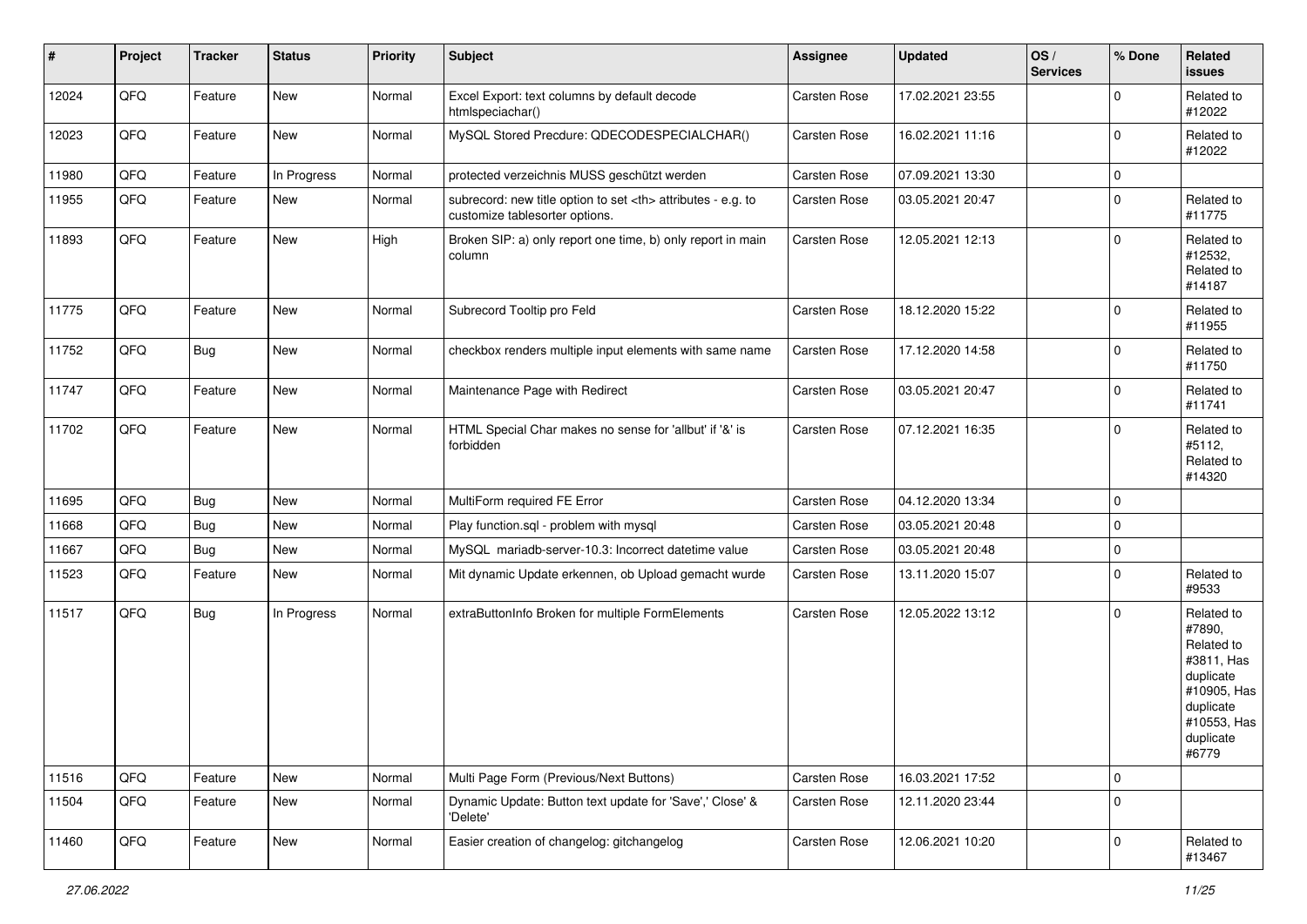| # | Project | Tracker | Status | Priority | Subject | Assignee | Updated | OS / Services | % Done | Related issues |
|---|---|---|---|---|---|---|---|---|---|---|
| 12024 | QFQ | Feature | New | Normal | Excel Export: text columns by default decode htmlspeciachar() | Carsten Rose | 17.02.2021 23:55 | | 0 | Related to #12022 |
| 12023 | QFQ | Feature | New | Normal | MySQL Stored Precdure: QDECODESPECIALCHAR() | Carsten Rose | 16.02.2021 11:16 | | 0 | Related to #12022 |
| 11980 | QFQ | Feature | In Progress | Normal | protected verzeichnis MUSS geschützt werden | Carsten Rose | 07.09.2021 13:30 | | 0 | |
| 11955 | QFQ | Feature | New | Normal | subrecord: new title option to set <th> attributes - e.g. to customize tablesorter options. | Carsten Rose | 03.05.2021 20:47 | | 0 | Related to #11775 |
| 11893 | QFQ | Feature | New | High | Broken SIP: a) only report one time, b) only report in main column | Carsten Rose | 12.05.2021 12:13 | | 0 | Related to #12532, Related to #14187 |
| 11775 | QFQ | Feature | New | Normal | Subrecord Tooltip pro Feld | Carsten Rose | 18.12.2020 15:22 | | 0 | Related to #11955 |
| 11752 | QFQ | Bug | New | Normal | checkbox renders multiple input elements with same name | Carsten Rose | 17.12.2020 14:58 | | 0 | Related to #11750 |
| 11747 | QFQ | Feature | New | Normal | Maintenance Page with Redirect | Carsten Rose | 03.05.2021 20:47 | | 0 | Related to #11741 |
| 11702 | QFQ | Feature | New | Normal | HTML Special Char makes no sense for 'allbut' if '&' is forbidden | Carsten Rose | 07.12.2021 16:35 | | 0 | Related to #5112, Related to #14320 |
| 11695 | QFQ | Bug | New | Normal | MultiForm required FE Error | Carsten Rose | 04.12.2020 13:34 | | 0 | |
| 11668 | QFQ | Bug | New | Normal | Play function.sql - problem with mysql | Carsten Rose | 03.05.2021 20:48 | | 0 | |
| 11667 | QFQ | Bug | New | Normal | MySQL mariadb-server-10.3: Incorrect datetime value | Carsten Rose | 03.05.2021 20:48 | | 0 | |
| 11523 | QFQ | Feature | New | Normal | Mit dynamic Update erkennen, ob Upload gemacht wurde | Carsten Rose | 13.11.2020 15:07 | | 0 | Related to #9533 |
| 11517 | QFQ | Bug | In Progress | Normal | extraButtonInfo Broken for multiple FormElements | Carsten Rose | 12.05.2022 13:12 | | 0 | Related to #7890, Related to #3811, Has duplicate #10905, Has duplicate #10553, Has duplicate #6779 |
| 11516 | QFQ | Feature | New | Normal | Multi Page Form (Previous/Next Buttons) | Carsten Rose | 16.03.2021 17:52 | | 0 | |
| 11504 | QFQ | Feature | New | Normal | Dynamic Update: Button text update for 'Save',' Close' & 'Delete' | Carsten Rose | 12.11.2020 23:44 | | 0 | |
| 11460 | QFQ | Feature | New | Normal | Easier creation of changelog: gitchangelog | Carsten Rose | 12.06.2021 10:20 | | 0 | Related to #13467 |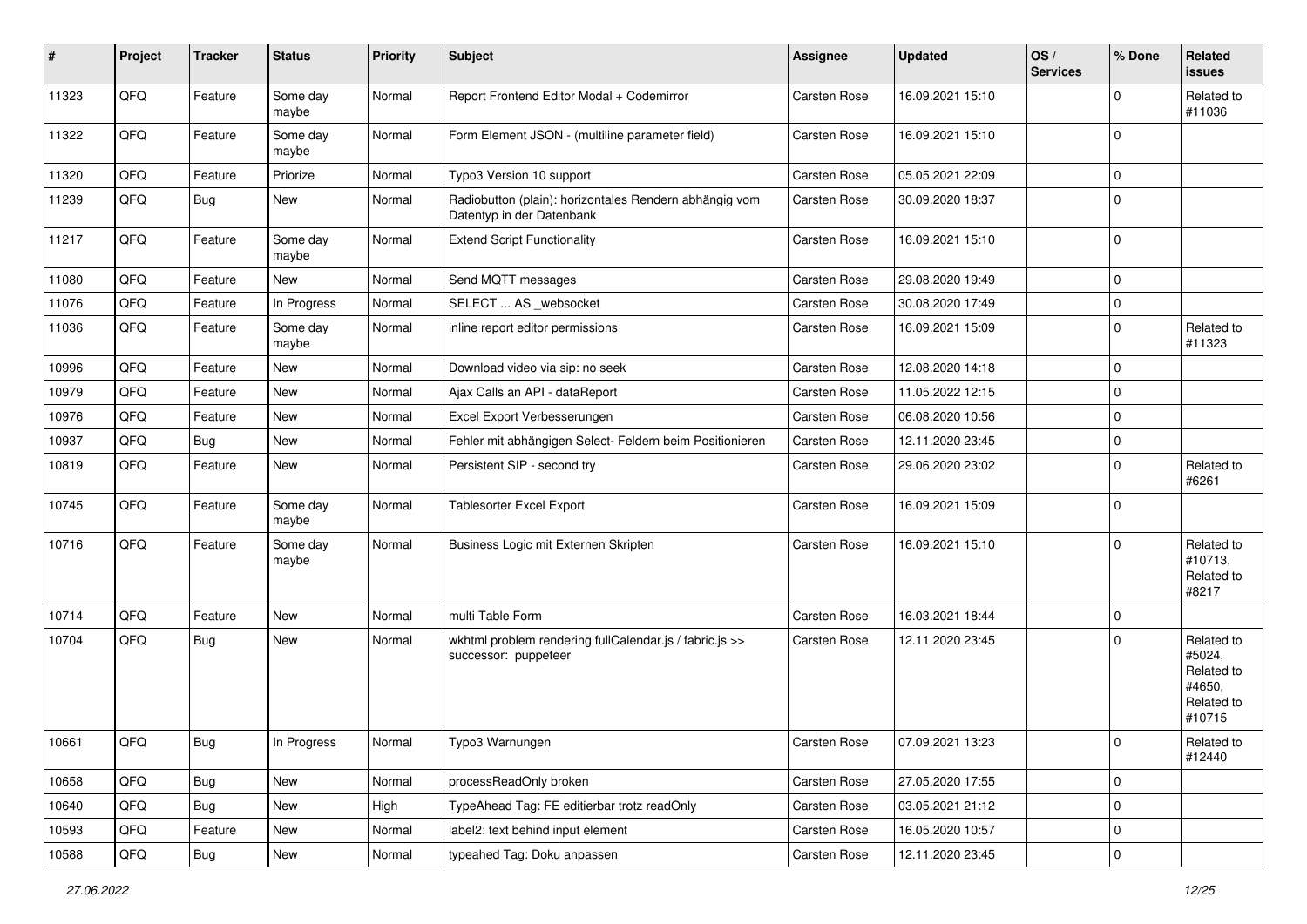| # | Project | Tracker | Status | Priority | Subject | Assignee | Updated | OS / Services | % Done | Related issues |
|---|---|---|---|---|---|---|---|---|---|---|
| 11323 | QFQ | Feature | Some day maybe | Normal | Report Frontend Editor Modal + Codemirror | Carsten Rose | 16.09.2021 15:10 | | 0 | Related to #11036 |
| 11322 | QFQ | Feature | Some day maybe | Normal | Form Element JSON - (multiline parameter field) | Carsten Rose | 16.09.2021 15:10 | | 0 | |
| 11320 | QFQ | Feature | Priorize | Normal | Typo3 Version 10 support | Carsten Rose | 05.05.2021 22:09 | | 0 | |
| 11239 | QFQ | Bug | New | Normal | Radiobutton (plain): horizontales Rendern abhängig vom Datentyp in der Datenbank | Carsten Rose | 30.09.2020 18:37 | | 0 | |
| 11217 | QFQ | Feature | Some day maybe | Normal | Extend Script Functionality | Carsten Rose | 16.09.2021 15:10 | | 0 | |
| 11080 | QFQ | Feature | New | Normal | Send MQTT messages | Carsten Rose | 29.08.2020 19:49 | | 0 | |
| 11076 | QFQ | Feature | In Progress | Normal | SELECT ... AS _websocket | Carsten Rose | 30.08.2020 17:49 | | 0 | |
| 11036 | QFQ | Feature | Some day maybe | Normal | inline report editor permissions | Carsten Rose | 16.09.2021 15:09 | | 0 | Related to #11323 |
| 10996 | QFQ | Feature | New | Normal | Download video via sip: no seek | Carsten Rose | 12.08.2020 14:18 | | 0 | |
| 10979 | QFQ | Feature | New | Normal | Ajax Calls an API - dataReport | Carsten Rose | 11.05.2022 12:15 | | 0 | |
| 10976 | QFQ | Feature | New | Normal | Excel Export Verbesserungen | Carsten Rose | 06.08.2020 10:56 | | 0 | |
| 10937 | QFQ | Bug | New | Normal | Fehler mit abhängigen Select- Feldern beim Positionieren | Carsten Rose | 12.11.2020 23:45 | | 0 | |
| 10819 | QFQ | Feature | New | Normal | Persistent SIP - second try | Carsten Rose | 29.06.2020 23:02 | | 0 | Related to #6261 |
| 10745 | QFQ | Feature | Some day maybe | Normal | Tablesorter Excel Export | Carsten Rose | 16.09.2021 15:09 | | 0 | |
| 10716 | QFQ | Feature | Some day maybe | Normal | Business Logic mit Externen Skripten | Carsten Rose | 16.09.2021 15:10 | | 0 | Related to #10713, Related to #8217 |
| 10714 | QFQ | Feature | New | Normal | multi Table Form | Carsten Rose | 16.03.2021 18:44 | | 0 | |
| 10704 | QFQ | Bug | New | Normal | wkhtml problem rendering fullCalendar.js / fabric.js >> successor: puppeteer | Carsten Rose | 12.11.2020 23:45 | | 0 | Related to #5024, Related to #4650, Related to #10715 |
| 10661 | QFQ | Bug | In Progress | Normal | Typo3 Warnungen | Carsten Rose | 07.09.2021 13:23 | | 0 | Related to #12440 |
| 10658 | QFQ | Bug | New | Normal | processReadOnly broken | Carsten Rose | 27.05.2020 17:55 | | 0 | |
| 10640 | QFQ | Bug | New | High | TypeAhead Tag: FE editierbar trotz readOnly | Carsten Rose | 03.05.2021 21:12 | | 0 | |
| 10593 | QFQ | Feature | New | Normal | label2: text behind input element | Carsten Rose | 16.05.2020 10:57 | | 0 | |
| 10588 | QFQ | Bug | New | Normal | typeahed Tag: Doku anpassen | Carsten Rose | 12.11.2020 23:45 | | 0 | |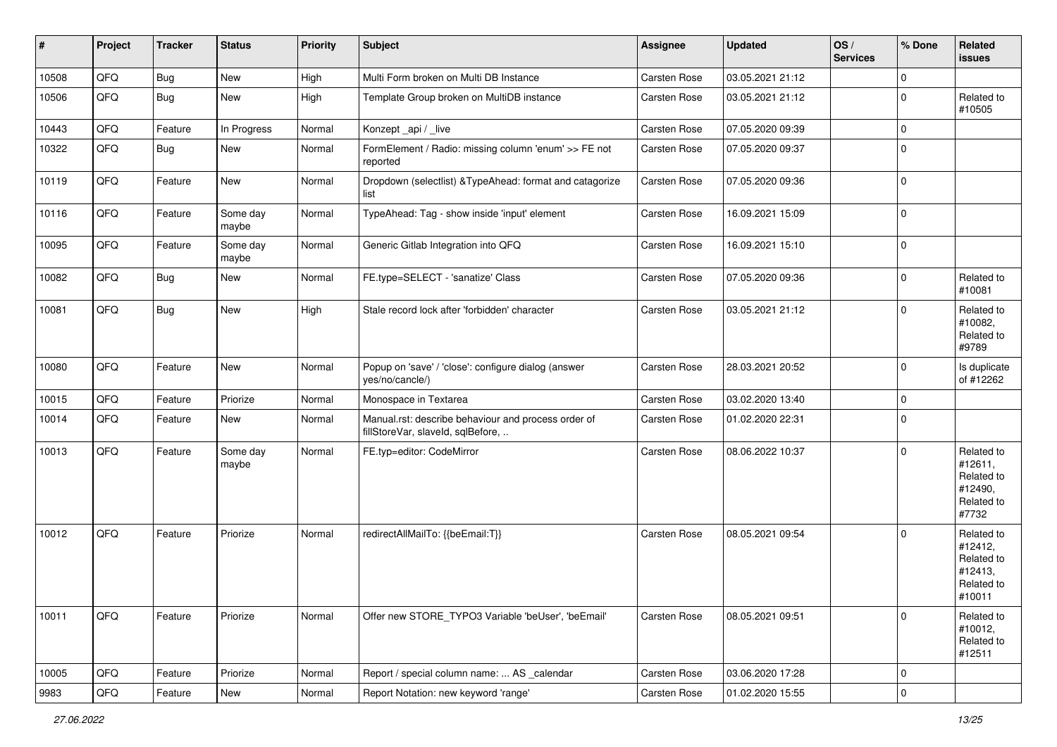| # | Project | Tracker | Status | Priority | Subject | Assignee | Updated | OS / Services | % Done | Related issues |
| --- | --- | --- | --- | --- | --- | --- | --- | --- | --- | --- |
| 10508 | QFQ | Bug | New | High | Multi Form broken on Multi DB Instance | Carsten Rose | 03.05.2021 21:12 | | 0 | |
| 10506 | QFQ | Bug | New | High | Template Group broken on MultiDB instance | Carsten Rose | 03.05.2021 21:12 | | 0 | Related to #10505 |
| 10443 | QFQ | Feature | In Progress | Normal | Konzept _api / _live | Carsten Rose | 07.05.2020 09:39 | | 0 | |
| 10322 | QFQ | Bug | New | Normal | FormElement / Radio: missing column 'enum' >> FE not reported | Carsten Rose | 07.05.2020 09:37 | | 0 | |
| 10119 | QFQ | Feature | New | Normal | Dropdown (selectlist) &TypeAhead: format and catagorize list | Carsten Rose | 07.05.2020 09:36 | | 0 | |
| 10116 | QFQ | Feature | Some day maybe | Normal | TypeAhead: Tag - show inside 'input' element | Carsten Rose | 16.09.2021 15:09 | | 0 | |
| 10095 | QFQ | Feature | Some day maybe | Normal | Generic Gitlab Integration into QFQ | Carsten Rose | 16.09.2021 15:10 | | 0 | |
| 10082 | QFQ | Bug | New | Normal | FE.type=SELECT - 'sanatize' Class | Carsten Rose | 07.05.2020 09:36 | | 0 | Related to #10081 |
| 10081 | QFQ | Bug | New | High | Stale record lock after 'forbidden' character | Carsten Rose | 03.05.2021 21:12 | | 0 | Related to #10082, Related to #9789 |
| 10080 | QFQ | Feature | New | Normal | Popup on 'save' / 'close': configure dialog (answer yes/no/cancle/) | Carsten Rose | 28.03.2021 20:52 | | 0 | Is duplicate of #12262 |
| 10015 | QFQ | Feature | Priorize | Normal | Monospace in Textarea | Carsten Rose | 03.02.2020 13:40 | | 0 | |
| 10014 | QFQ | Feature | New | Normal | Manual.rst: describe behaviour and process order of fillStoreVar, slaveId, sqlBefore, .. | Carsten Rose | 01.02.2020 22:31 | | 0 | |
| 10013 | QFQ | Feature | Some day maybe | Normal | FE.typ=editor: CodeMirror | Carsten Rose | 08.06.2022 10:37 | | 0 | Related to #12611, Related to #12490, Related to #7732 |
| 10012 | QFQ | Feature | Priorize | Normal | redirectAllMailTo: {{beEmail:T}} | Carsten Rose | 08.05.2021 09:54 | | 0 | Related to #12412, Related to #12413, Related to #10011 |
| 10011 | QFQ | Feature | Priorize | Normal | Offer new STORE_TYPO3 Variable 'beUser', 'beEmail' | Carsten Rose | 08.05.2021 09:51 | | 0 | Related to #10012, Related to #12511 |
| 10005 | QFQ | Feature | Priorize | Normal | Report / special column name: ... AS _calendar | Carsten Rose | 03.06.2020 17:28 | | 0 | |
| 9983 | QFQ | Feature | New | Normal | Report Notation: new keyword 'range' | Carsten Rose | 01.02.2020 15:55 | | 0 | |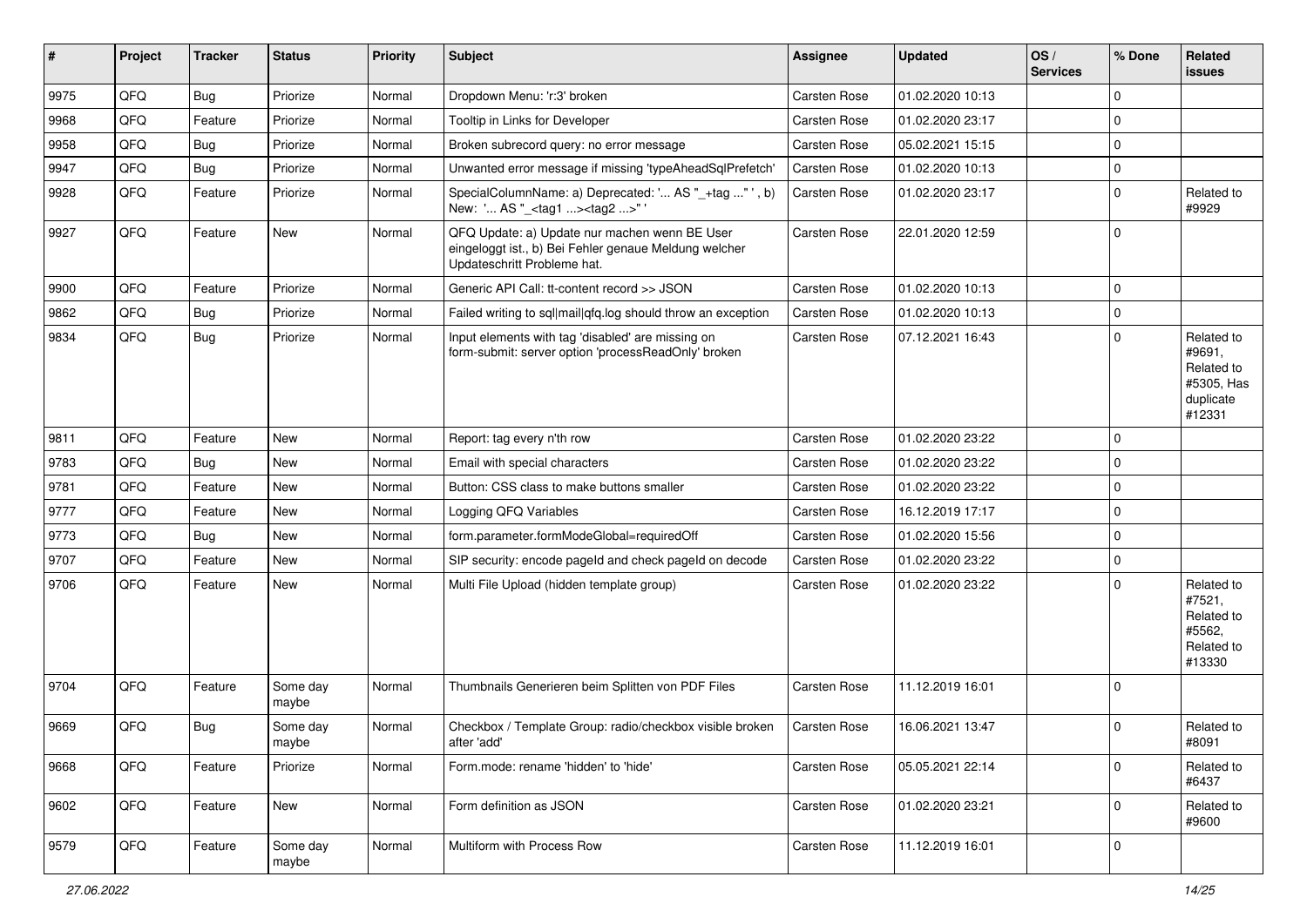| # | Project | Tracker | Status | Priority | Subject | Assignee | Updated | OS / Services | % Done | Related issues |
|---|---|---|---|---|---|---|---|---|---|---|
| 9975 | QFQ | Bug | Priorize | Normal | Dropdown Menu: 'r:3' broken | Carsten Rose | 01.02.2020 10:13 | | 0 | |
| 9968 | QFQ | Feature | Priorize | Normal | Tooltip in Links for Developer | Carsten Rose | 01.02.2020 23:17 | | 0 | |
| 9958 | QFQ | Bug | Priorize | Normal | Broken subrecord query: no error message | Carsten Rose | 05.02.2021 15:15 | | 0 | |
| 9947 | QFQ | Bug | Priorize | Normal | Unwanted error message if missing 'typeAheadSqlPrefetch' | Carsten Rose | 01.02.2020 10:13 | | 0 | |
| 9928 | QFQ | Feature | Priorize | Normal | SpecialColumnName: a) Deprecated: '... AS "_+tag ..." ', b) New: '... AS "_<tag1 ...><tag2 ...>" ' | Carsten Rose | 01.02.2020 23:17 | | 0 | Related to #9929 |
| 9927 | QFQ | Feature | New | Normal | QFQ Update: a) Update nur machen wenn BE User eingeloggt ist., b) Bei Fehler genaue Meldung welcher Updateschritt Probleme hat. | Carsten Rose | 22.01.2020 12:59 | | 0 | |
| 9900 | QFQ | Feature | Priorize | Normal | Generic API Call: tt-content record >> JSON | Carsten Rose | 01.02.2020 10:13 | | 0 | |
| 9862 | QFQ | Bug | Priorize | Normal | Failed writing to sql\|mail\|qfq.log should throw an exception | Carsten Rose | 01.02.2020 10:13 | | 0 | |
| 9834 | QFQ | Bug | Priorize | Normal | Input elements with tag 'disabled' are missing on form-submit: server option 'processReadOnly' broken | Carsten Rose | 07.12.2021 16:43 | | 0 | Related to #9691, Related to #5305, Has duplicate #12331 |
| 9811 | QFQ | Feature | New | Normal | Report: tag every n'th row | Carsten Rose | 01.02.2020 23:22 | | 0 | |
| 9783 | QFQ | Bug | New | Normal | Email with special characters | Carsten Rose | 01.02.2020 23:22 | | 0 | |
| 9781 | QFQ | Feature | New | Normal | Button: CSS class to make buttons smaller | Carsten Rose | 01.02.2020 23:22 | | 0 | |
| 9777 | QFQ | Feature | New | Normal | Logging QFQ Variables | Carsten Rose | 16.12.2019 17:17 | | 0 | |
| 9773 | QFQ | Bug | New | Normal | form.parameter.formModeGlobal=requiredOff | Carsten Rose | 01.02.2020 15:56 | | 0 | |
| 9707 | QFQ | Feature | New | Normal | SIP security: encode pageId and check pageId on decode | Carsten Rose | 01.02.2020 23:22 | | 0 | |
| 9706 | QFQ | Feature | New | Normal | Multi File Upload (hidden template group) | Carsten Rose | 01.02.2020 23:22 | | 0 | Related to #7521, Related to #5562, Related to #13330 |
| 9704 | QFQ | Feature | Some day maybe | Normal | Thumbnails Generieren beim Splitten von PDF Files | Carsten Rose | 11.12.2019 16:01 | | 0 | |
| 9669 | QFQ | Bug | Some day maybe | Normal | Checkbox / Template Group: radio/checkbox visible broken after 'add' | Carsten Rose | 16.06.2021 13:47 | | 0 | Related to #8091 |
| 9668 | QFQ | Feature | Priorize | Normal | Form.mode: rename 'hidden' to 'hide' | Carsten Rose | 05.05.2021 22:14 | | 0 | Related to #6437 |
| 9602 | QFQ | Feature | New | Normal | Form definition as JSON | Carsten Rose | 01.02.2020 23:21 | | 0 | Related to #9600 |
| 9579 | QFQ | Feature | Some day maybe | Normal | Multiform with Process Row | Carsten Rose | 11.12.2019 16:01 | | 0 | |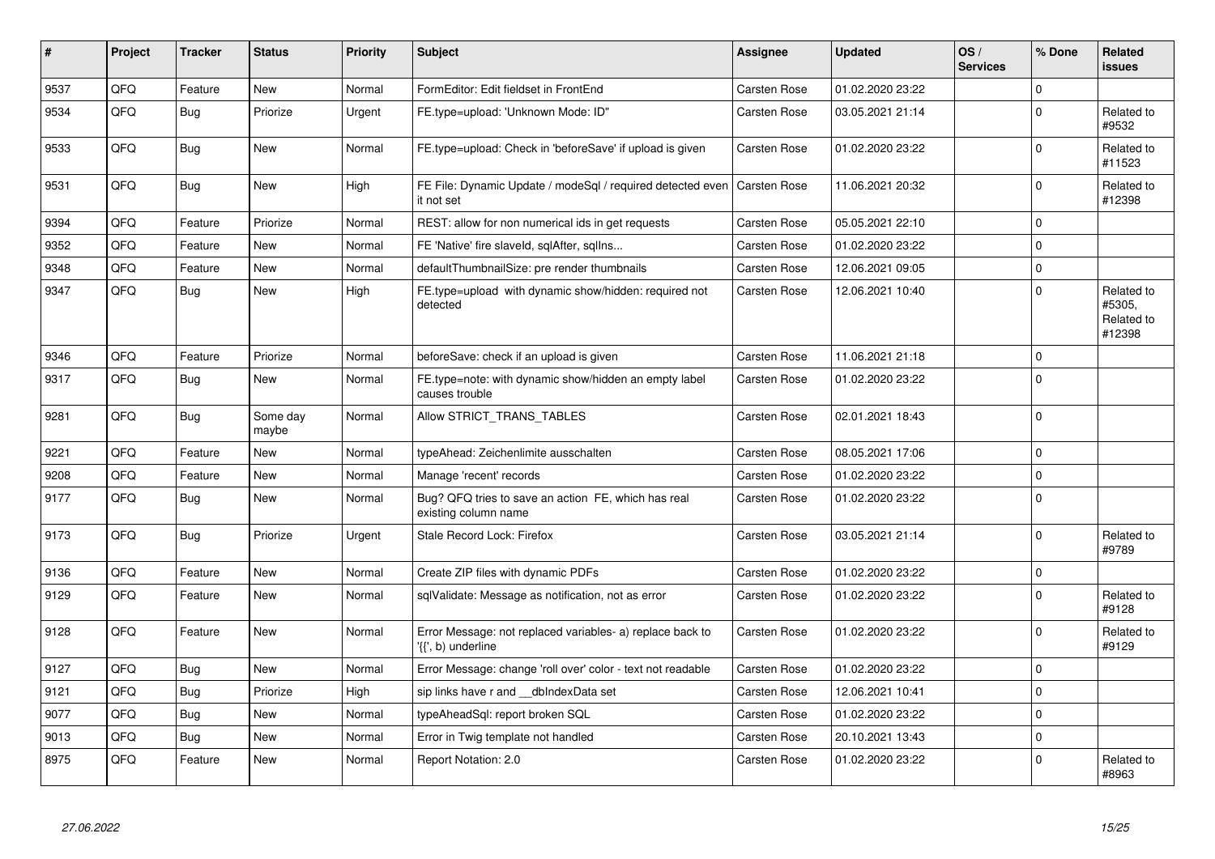| # | Project | Tracker | Status | Priority | Subject | Assignee | Updated | OS / Services | % Done | Related issues |
|---|---|---|---|---|---|---|---|---|---|---|
| 9537 | QFQ | Feature | New | Normal | FormEditor: Edit fieldset in FrontEnd | Carsten Rose | 01.02.2020 23:22 | | 0 | |
| 9534 | QFQ | Bug | Priorize | Urgent | FE.type=upload: 'Unknown Mode: ID" | Carsten Rose | 03.05.2021 21:14 | | 0 | Related to #9532 |
| 9533 | QFQ | Bug | New | Normal | FE.type=upload: Check in 'beforeSave' if upload is given | Carsten Rose | 01.02.2020 23:22 | | 0 | Related to #11523 |
| 9531 | QFQ | Bug | New | High | FE File: Dynamic Update / modeSql / required detected even it not set | Carsten Rose | 11.06.2021 20:32 | | 0 | Related to #12398 |
| 9394 | QFQ | Feature | Priorize | Normal | REST: allow for non numerical ids in get requests | Carsten Rose | 05.05.2021 22:10 | | 0 | |
| 9352 | QFQ | Feature | New | Normal | FE 'Native' fire slaveId, sqlAfter, sqlIns... | Carsten Rose | 01.02.2020 23:22 | | 0 | |
| 9348 | QFQ | Feature | New | Normal | defaultThumbnailSize: pre render thumbnails | Carsten Rose | 12.06.2021 09:05 | | 0 | |
| 9347 | QFQ | Bug | New | High | FE.type=upload with dynamic show/hidden: required not detected | Carsten Rose | 12.06.2021 10:40 | | 0 | Related to #5305, Related to #12398 |
| 9346 | QFQ | Feature | Priorize | Normal | beforeSave: check if an upload is given | Carsten Rose | 11.06.2021 21:18 | | 0 | |
| 9317 | QFQ | Bug | New | Normal | FE.type=note: with dynamic show/hidden an empty label causes trouble | Carsten Rose | 01.02.2020 23:22 | | 0 | |
| 9281 | QFQ | Bug | Some day maybe | Normal | Allow STRICT_TRANS_TABLES | Carsten Rose | 02.01.2021 18:43 | | 0 | |
| 9221 | QFQ | Feature | New | Normal | typeAhead: Zeichenlimite ausschalten | Carsten Rose | 08.05.2021 17:06 | | 0 | |
| 9208 | QFQ | Feature | New | Normal | Manage 'recent' records | Carsten Rose | 01.02.2020 23:22 | | 0 | |
| 9177 | QFQ | Bug | New | Normal | Bug? QFQ tries to save an action FE, which has real existing column name | Carsten Rose | 01.02.2020 23:22 | | 0 | |
| 9173 | QFQ | Bug | Priorize | Urgent | Stale Record Lock: Firefox | Carsten Rose | 03.05.2021 21:14 | | 0 | Related to #9789 |
| 9136 | QFQ | Feature | New | Normal | Create ZIP files with dynamic PDFs | Carsten Rose | 01.02.2020 23:22 | | 0 | |
| 9129 | QFQ | Feature | New | Normal | sqlValidate: Message as notification, not as error | Carsten Rose | 01.02.2020 23:22 | | 0 | Related to #9128 |
| 9128 | QFQ | Feature | New | Normal | Error Message: not replaced variables- a) replace back to '{{', b) underline | Carsten Rose | 01.02.2020 23:22 | | 0 | Related to #9129 |
| 9127 | QFQ | Bug | New | Normal | Error Message: change 'roll over' color - text not readable | Carsten Rose | 01.02.2020 23:22 | | 0 | |
| 9121 | QFQ | Bug | Priorize | High | sip links have r and __dbIndexData set | Carsten Rose | 12.06.2021 10:41 | | 0 | |
| 9077 | QFQ | Bug | New | Normal | typeAheadSql: report broken SQL | Carsten Rose | 01.02.2020 23:22 | | 0 | |
| 9013 | QFQ | Bug | New | Normal | Error in Twig template not handled | Carsten Rose | 20.10.2021 13:43 | | 0 | |
| 8975 | QFQ | Feature | New | Normal | Report Notation: 2.0 | Carsten Rose | 01.02.2020 23:22 | | 0 | Related to #8963 |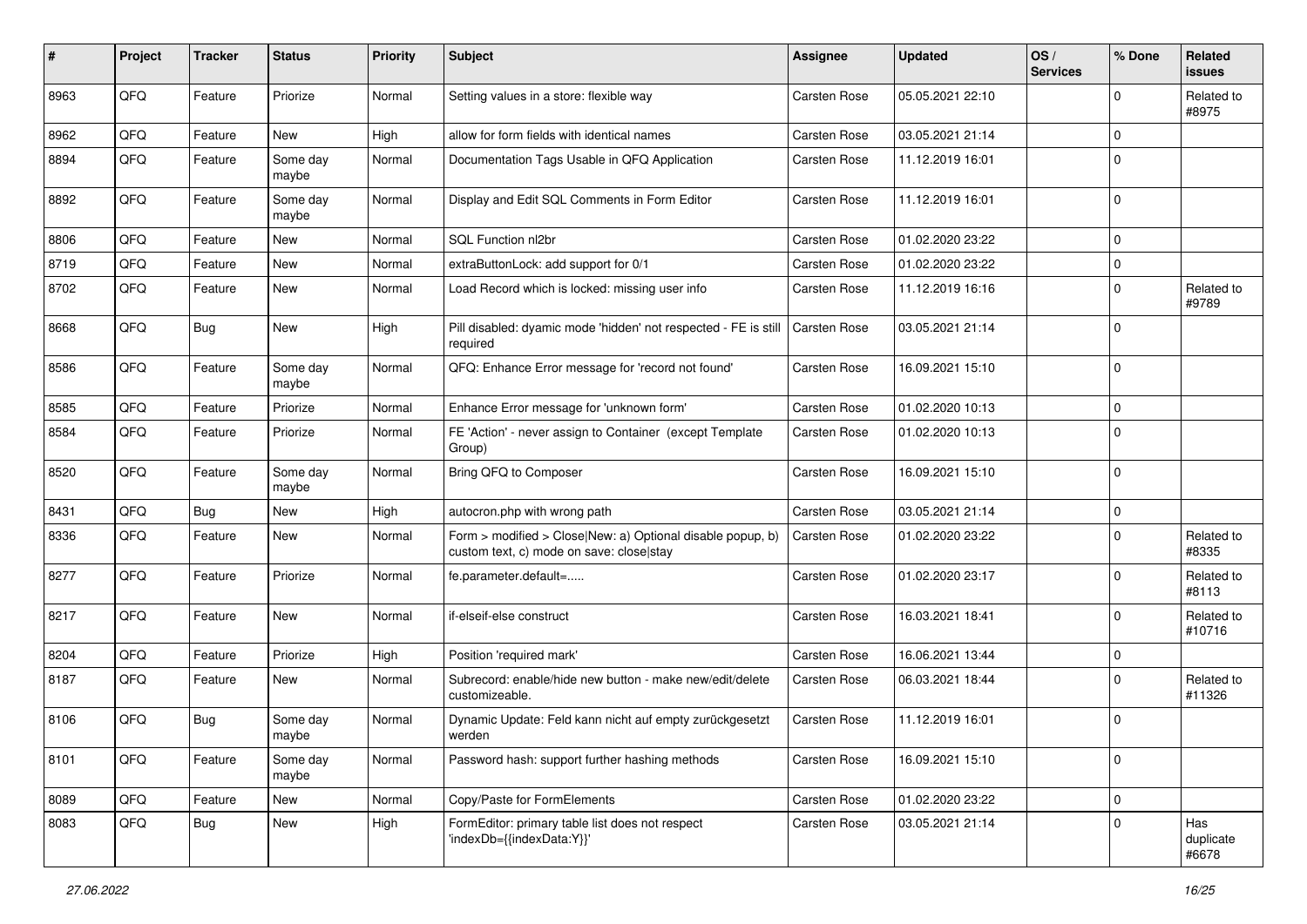| # | Project | Tracker | Status | Priority | Subject | Assignee | Updated | OS / Services | % Done | Related issues |
|---|---|---|---|---|---|---|---|---|---|---|
| 8963 | QFQ | Feature | Priorize | Normal | Setting values in a store: flexible way | Carsten Rose | 05.05.2021 22:10 | | 0 | Related to #8975 |
| 8962 | QFQ | Feature | New | High | allow for form fields with identical names | Carsten Rose | 03.05.2021 21:14 | | 0 | |
| 8894 | QFQ | Feature | Some day maybe | Normal | Documentation Tags Usable in QFQ Application | Carsten Rose | 11.12.2019 16:01 | | 0 | |
| 8892 | QFQ | Feature | Some day maybe | Normal | Display and Edit SQL Comments in Form Editor | Carsten Rose | 11.12.2019 16:01 | | 0 | |
| 8806 | QFQ | Feature | New | Normal | SQL Function nl2br | Carsten Rose | 01.02.2020 23:22 | | 0 | |
| 8719 | QFQ | Feature | New | Normal | extraButtonLock: add support for 0/1 | Carsten Rose | 01.02.2020 23:22 | | 0 | |
| 8702 | QFQ | Feature | New | Normal | Load Record which is locked: missing user info | Carsten Rose | 11.12.2019 16:16 | | 0 | Related to #9789 |
| 8668 | QFQ | Bug | New | High | Pill disabled: dyamic mode 'hidden' not respected - FE is still required | Carsten Rose | 03.05.2021 21:14 | | 0 | |
| 8586 | QFQ | Feature | Some day maybe | Normal | QFQ: Enhance Error message for 'record not found' | Carsten Rose | 16.09.2021 15:10 | | 0 | |
| 8585 | QFQ | Feature | Priorize | Normal | Enhance Error message for 'unknown form' | Carsten Rose | 01.02.2020 10:13 | | 0 | |
| 8584 | QFQ | Feature | Priorize | Normal | FE 'Action' - never assign to Container (except Template Group) | Carsten Rose | 01.02.2020 10:13 | | 0 | |
| 8520 | QFQ | Feature | Some day maybe | Normal | Bring QFQ to Composer | Carsten Rose | 16.09.2021 15:10 | | 0 | |
| 8431 | QFQ | Bug | New | High | autocron.php with wrong path | Carsten Rose | 03.05.2021 21:14 | | 0 | |
| 8336 | QFQ | Feature | New | Normal | Form > modified > Close\|New: a) Optional disable popup, b) custom text, c) mode on save: close\|stay | Carsten Rose | 01.02.2020 23:22 | | 0 | Related to #8335 |
| 8277 | QFQ | Feature | Priorize | Normal | fe.parameter.default=..... | Carsten Rose | 01.02.2020 23:17 | | 0 | Related to #8113 |
| 8217 | QFQ | Feature | New | Normal | if-elseif-else construct | Carsten Rose | 16.03.2021 18:41 | | 0 | Related to #10716 |
| 8204 | QFQ | Feature | Priorize | High | Position 'required mark' | Carsten Rose | 16.06.2021 13:44 | | 0 | |
| 8187 | QFQ | Feature | New | Normal | Subrecord: enable/hide new button - make new/edit/delete customizeable. | Carsten Rose | 06.03.2021 18:44 | | 0 | Related to #11326 |
| 8106 | QFQ | Bug | Some day maybe | Normal | Dynamic Update: Feld kann nicht auf empty zurückgesetzt werden | Carsten Rose | 11.12.2019 16:01 | | 0 | |
| 8101 | QFQ | Feature | Some day maybe | Normal | Password hash: support further hashing methods | Carsten Rose | 16.09.2021 15:10 | | 0 | |
| 8089 | QFQ | Feature | New | Normal | Copy/Paste for FormElements | Carsten Rose | 01.02.2020 23:22 | | 0 | |
| 8083 | QFQ | Bug | New | High | FormEditor: primary table list does not respect 'indexDb={{indexData:Y}}' | Carsten Rose | 03.05.2021 21:14 | | 0 | Has duplicate #6678 |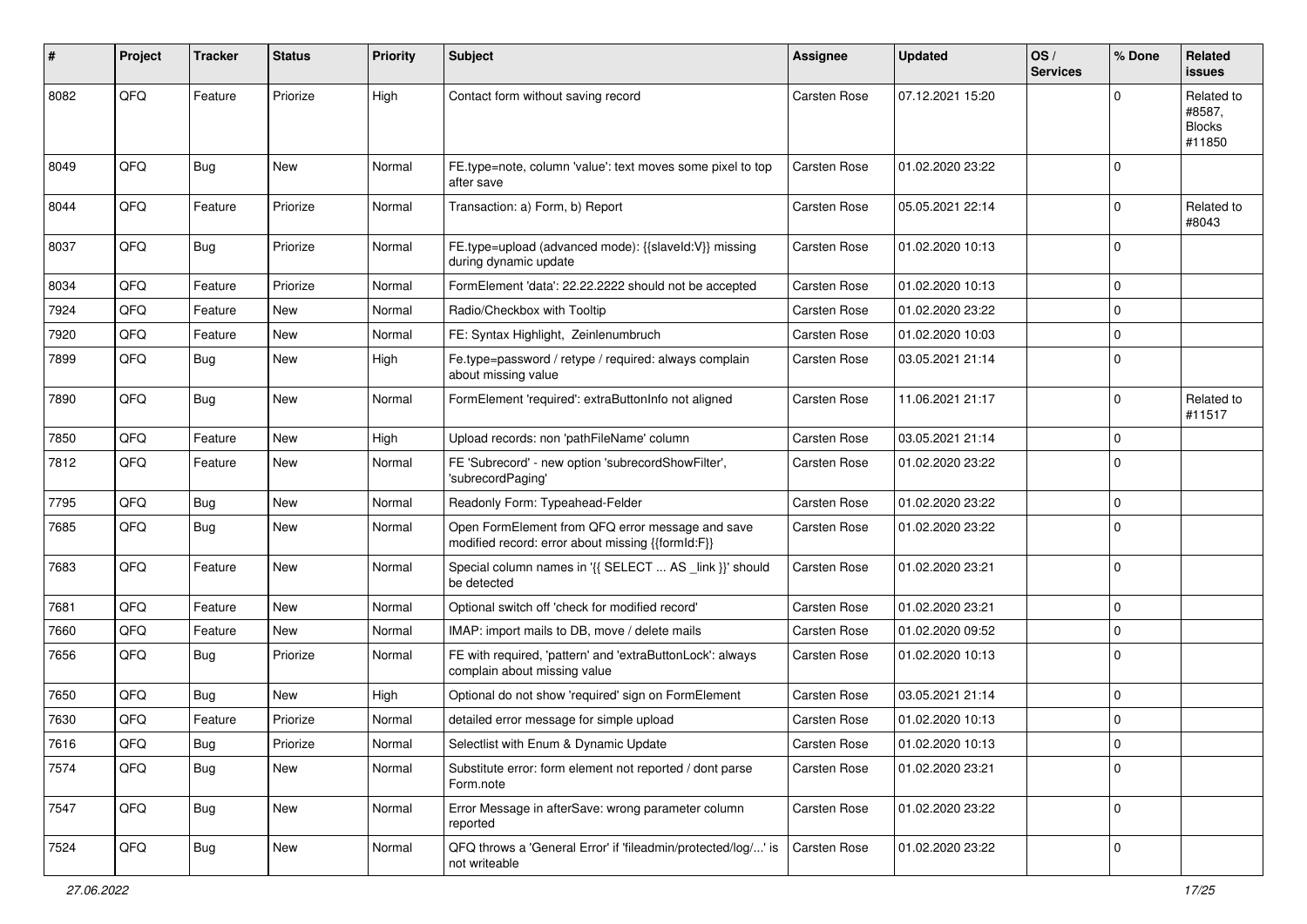| # | Project | Tracker | Status | Priority | Subject | Assignee | Updated | OS / Services | % Done | Related issues |
|---|---|---|---|---|---|---|---|---|---|---|
| 8082 | QFQ | Feature | Priorize | High | Contact form without saving record | Carsten Rose | 07.12.2021 15:20 | | 0 | Related to #8587, Blocks #11850 |
| 8049 | QFQ | Bug | New | Normal | FE.type=note, column 'value': text moves some pixel to top after save | Carsten Rose | 01.02.2020 23:22 | | 0 | |
| 8044 | QFQ | Feature | Priorize | Normal | Transaction: a) Form, b) Report | Carsten Rose | 05.05.2021 22:14 | | 0 | Related to #8043 |
| 8037 | QFQ | Bug | Priorize | Normal | FE.type=upload (advanced mode): {{slaveId:V}} missing during dynamic update | Carsten Rose | 01.02.2020 10:13 | | 0 | |
| 8034 | QFQ | Feature | Priorize | Normal | FormElement 'data': 22.22.2222 should not be accepted | Carsten Rose | 01.02.2020 10:13 | | 0 | |
| 7924 | QFQ | Feature | New | Normal | Radio/Checkbox with Tooltip | Carsten Rose | 01.02.2020 23:22 | | 0 | |
| 7920 | QFQ | Feature | New | Normal | FE: Syntax Highlight, Zeinlenumbruch | Carsten Rose | 01.02.2020 10:03 | | 0 | |
| 7899 | QFQ | Bug | New | High | Fe.type=password / retype / required: always complain about missing value | Carsten Rose | 03.05.2021 21:14 | | 0 | |
| 7890 | QFQ | Bug | New | Normal | FormElement 'required': extraButtonInfo not aligned | Carsten Rose | 11.06.2021 21:17 | | 0 | Related to #11517 |
| 7850 | QFQ | Feature | New | High | Upload records: non 'pathFileName' column | Carsten Rose | 03.05.2021 21:14 | | 0 | |
| 7812 | QFQ | Feature | New | Normal | FE 'Subrecord' - new option 'subrecordShowFilter', 'subrecordPaging' | Carsten Rose | 01.02.2020 23:22 | | 0 | |
| 7795 | QFQ | Bug | New | Normal | Readonly Form: Typeahead-Felder | Carsten Rose | 01.02.2020 23:22 | | 0 | |
| 7685 | QFQ | Bug | New | Normal | Open FormElement from QFQ error message and save modified record: error about missing {{formId:F}} | Carsten Rose | 01.02.2020 23:22 | | 0 | |
| 7683 | QFQ | Feature | New | Normal | Special column names in '{{ SELECT ... AS _link }}' should be detected | Carsten Rose | 01.02.2020 23:21 | | 0 | |
| 7681 | QFQ | Feature | New | Normal | Optional switch off 'check for modified record' | Carsten Rose | 01.02.2020 23:21 | | 0 | |
| 7660 | QFQ | Feature | New | Normal | IMAP: import mails to DB, move / delete mails | Carsten Rose | 01.02.2020 09:52 | | 0 | |
| 7656 | QFQ | Bug | Priorize | Normal | FE with required, 'pattern' and 'extraButtonLock': always complain about missing value | Carsten Rose | 01.02.2020 10:13 | | 0 | |
| 7650 | QFQ | Bug | New | High | Optional do not show 'required' sign on FormElement | Carsten Rose | 03.05.2021 21:14 | | 0 | |
| 7630 | QFQ | Feature | Priorize | Normal | detailed error message for simple upload | Carsten Rose | 01.02.2020 10:13 | | 0 | |
| 7616 | QFQ | Bug | Priorize | Normal | Selectlist with Enum & Dynamic Update | Carsten Rose | 01.02.2020 10:13 | | 0 | |
| 7574 | QFQ | Bug | New | Normal | Substitute error: form element not reported / dont parse Form.note | Carsten Rose | 01.02.2020 23:21 | | 0 | |
| 7547 | QFQ | Bug | New | Normal | Error Message in afterSave: wrong parameter column reported | Carsten Rose | 01.02.2020 23:22 | | 0 | |
| 7524 | QFQ | Bug | New | Normal | QFQ throws a 'General Error' if 'fileadmin/protected/log/...' is not writeable | Carsten Rose | 01.02.2020 23:22 | | 0 | |

27.06.2022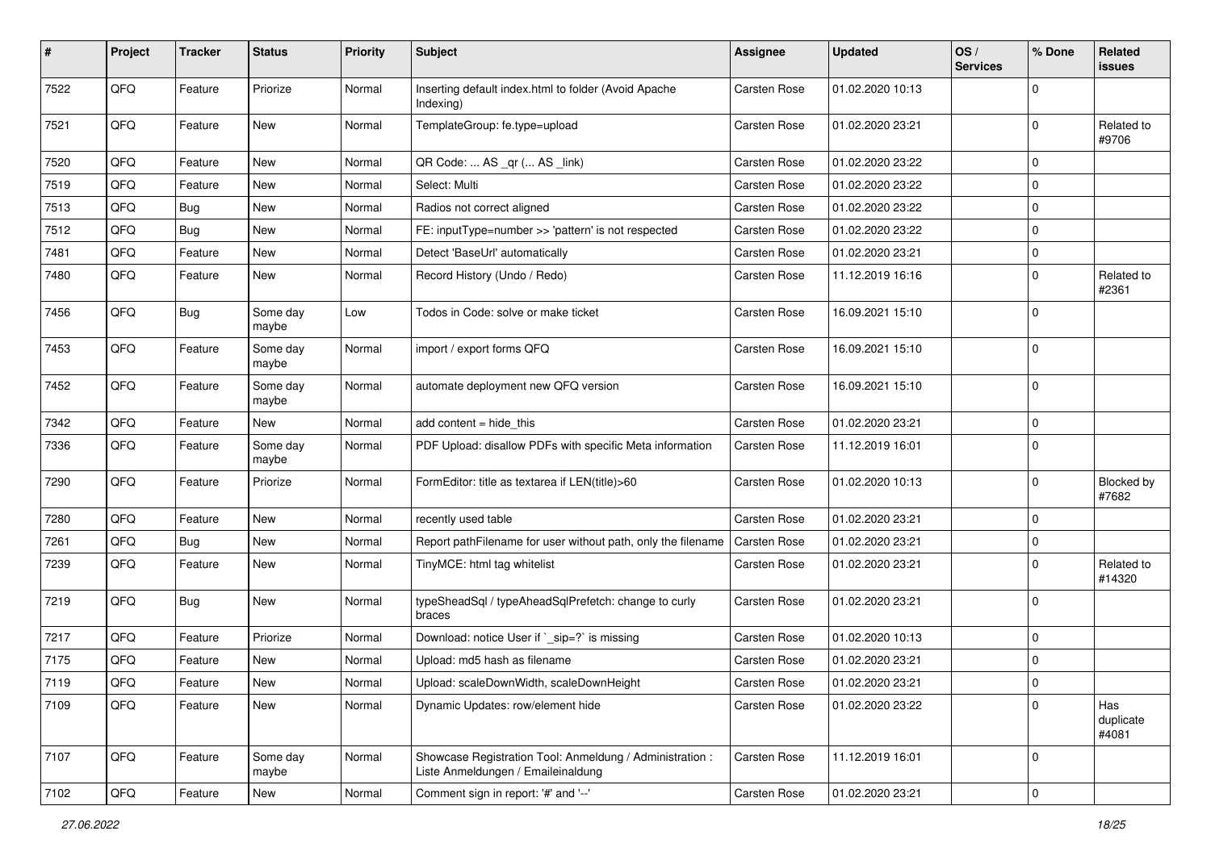| # | Project | Tracker | Status | Priority | Subject | Assignee | Updated | OS / Services | % Done | Related issues |
|---|---|---|---|---|---|---|---|---|---|---|
| 7522 | QFQ | Feature | Priorize | Normal | Inserting default index.html to folder (Avoid Apache Indexing) | Carsten Rose | 01.02.2020 10:13 | | 0 | |
| 7521 | QFQ | Feature | New | Normal | TemplateGroup: fe.type=upload | Carsten Rose | 01.02.2020 23:21 | | 0 | Related to #9706 |
| 7520 | QFQ | Feature | New | Normal | QR Code: ... AS _qr (... AS _link) | Carsten Rose | 01.02.2020 23:22 | | 0 | |
| 7519 | QFQ | Feature | New | Normal | Select: Multi | Carsten Rose | 01.02.2020 23:22 | | 0 | |
| 7513 | QFQ | Bug | New | Normal | Radios not correct aligned | Carsten Rose | 01.02.2020 23:22 | | 0 | |
| 7512 | QFQ | Bug | New | Normal | FE: inputType=number >> 'pattern' is not respected | Carsten Rose | 01.02.2020 23:22 | | 0 | |
| 7481 | QFQ | Feature | New | Normal | Detect 'BaseUrl' automatically | Carsten Rose | 01.02.2020 23:21 | | 0 | |
| 7480 | QFQ | Feature | New | Normal | Record History (Undo / Redo) | Carsten Rose | 11.12.2019 16:16 | | 0 | Related to #2361 |
| 7456 | QFQ | Bug | Some day maybe | Low | Todos in Code: solve or make ticket | Carsten Rose | 16.09.2021 15:10 | | 0 | |
| 7453 | QFQ | Feature | Some day maybe | Normal | import / export forms QFQ | Carsten Rose | 16.09.2021 15:10 | | 0 | |
| 7452 | QFQ | Feature | Some day maybe | Normal | automate deployment new QFQ version | Carsten Rose | 16.09.2021 15:10 | | 0 | |
| 7342 | QFQ | Feature | New | Normal | add content = hide_this | Carsten Rose | 01.02.2020 23:21 | | 0 | |
| 7336 | QFQ | Feature | Some day maybe | Normal | PDF Upload: disallow PDFs with specific Meta information | Carsten Rose | 11.12.2019 16:01 | | 0 | |
| 7290 | QFQ | Feature | Priorize | Normal | FormEditor: title as textarea if LEN(title)>60 | Carsten Rose | 01.02.2020 10:13 | | 0 | Blocked by #7682 |
| 7280 | QFQ | Feature | New | Normal | recently used table | Carsten Rose | 01.02.2020 23:21 | | 0 | |
| 7261 | QFQ | Bug | New | Normal | Report pathFilename for user without path, only the filename | Carsten Rose | 01.02.2020 23:21 | | 0 | |
| 7239 | QFQ | Feature | New | Normal | TinyMCE: html tag whitelist | Carsten Rose | 01.02.2020 23:21 | | 0 | Related to #14320 |
| 7219 | QFQ | Bug | New | Normal | typeSheadSql / typeAheadSqlPrefetch: change to curly braces | Carsten Rose | 01.02.2020 23:21 | | 0 | |
| 7217 | QFQ | Feature | Priorize | Normal | Download: notice User if `_sip=?` is missing | Carsten Rose | 01.02.2020 10:13 | | 0 | |
| 7175 | QFQ | Feature | New | Normal | Upload: md5 hash as filename | Carsten Rose | 01.02.2020 23:21 | | 0 | |
| 7119 | QFQ | Feature | New | Normal | Upload: scaleDownWidth, scaleDownHeight | Carsten Rose | 01.02.2020 23:21 | | 0 | |
| 7109 | QFQ | Feature | New | Normal | Dynamic Updates: row/element hide | Carsten Rose | 01.02.2020 23:22 | | 0 | Has duplicate #4081 |
| 7107 | QFQ | Feature | Some day maybe | Normal | Showcase Registration Tool: Anmeldung / Administration : Liste Anmeldungen / Emaileinaldung | Carsten Rose | 11.12.2019 16:01 | | 0 | |
| 7102 | QFQ | Feature | New | Normal | Comment sign in report: '#' and '--' | Carsten Rose | 01.02.2020 23:21 | | 0 | |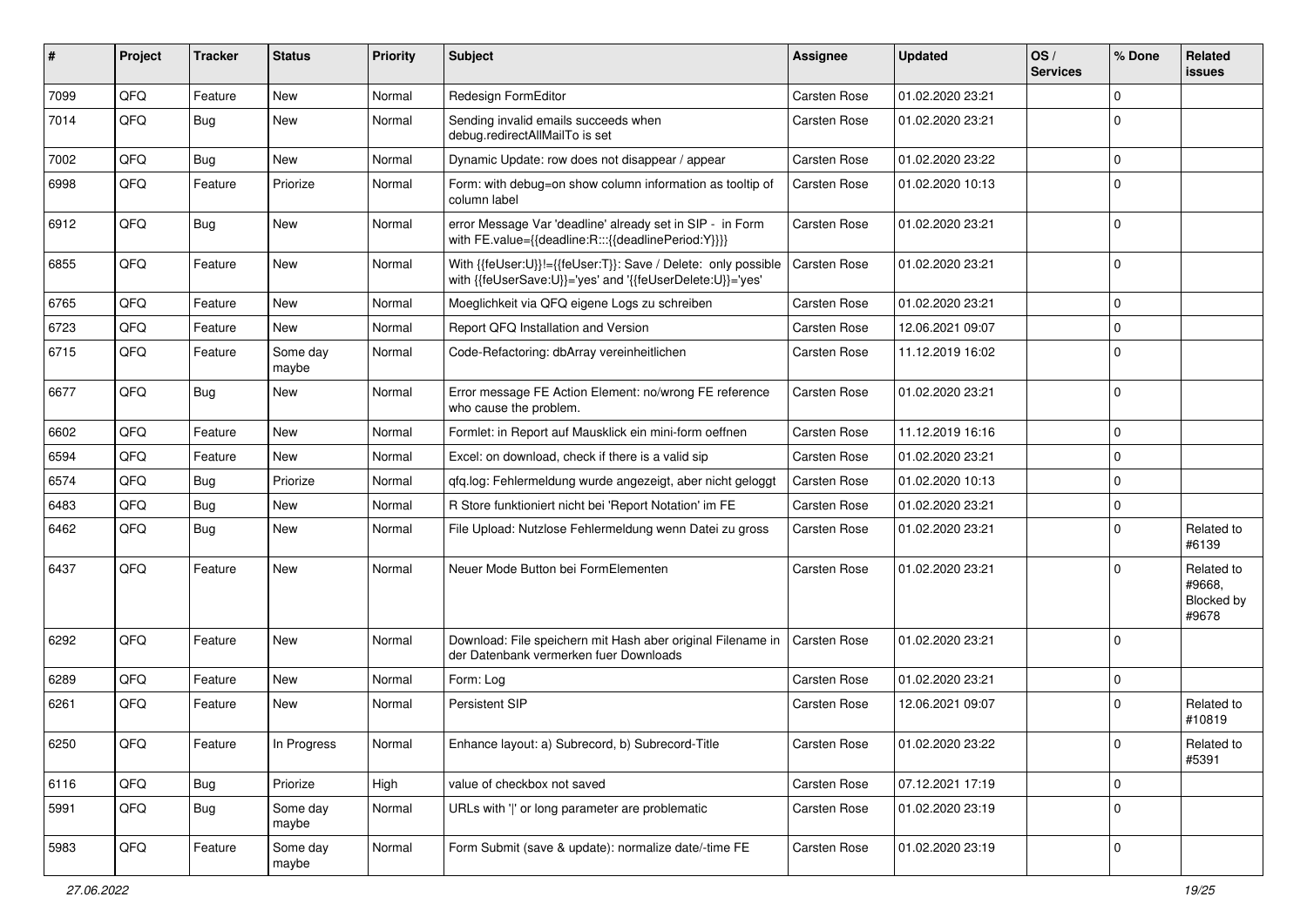| # | Project | Tracker | Status | Priority | Subject | Assignee | Updated | OS / Services | % Done | Related issues |
|---|---|---|---|---|---|---|---|---|---|---|
| 7099 | QFQ | Feature | New | Normal | Redesign FormEditor | Carsten Rose | 01.02.2020 23:21 | | 0 | |
| 7014 | QFQ | Bug | New | Normal | Sending invalid emails succeeds when debug.redirectAllMailTo is set | Carsten Rose | 01.02.2020 23:21 | | 0 | |
| 7002 | QFQ | Bug | New | Normal | Dynamic Update: row does not disappear / appear | Carsten Rose | 01.02.2020 23:22 | | 0 | |
| 6998 | QFQ | Feature | Priorize | Normal | Form: with debug=on show column information as tooltip of column label | Carsten Rose | 01.02.2020 10:13 | | 0 | |
| 6912 | QFQ | Bug | New | Normal | error Message Var 'deadline' already set in SIP - in Form with FE.value={{deadline:R:::{{deadlinePeriod:Y}}}} | Carsten Rose | 01.02.2020 23:21 | | 0 | |
| 6855 | QFQ | Feature | New | Normal | With {{feUser:U}}!={{feUser:T}}: Save / Delete: only possible with {{feUserSave:U}}='yes' and '{{feUserDelete:U}}='yes' | Carsten Rose | 01.02.2020 23:21 | | 0 | |
| 6765 | QFQ | Feature | New | Normal | Moeglichkeit via QFQ eigene Logs zu schreiben | Carsten Rose | 01.02.2020 23:21 | | 0 | |
| 6723 | QFQ | Feature | New | Normal | Report QFQ Installation and Version | Carsten Rose | 12.06.2021 09:07 | | 0 | |
| 6715 | QFQ | Feature | Some day maybe | Normal | Code-Refactoring: dbArray vereinheitlichen | Carsten Rose | 11.12.2019 16:02 | | 0 | |
| 6677 | QFQ | Bug | New | Normal | Error message FE Action Element: no/wrong FE reference who cause the problem. | Carsten Rose | 01.02.2020 23:21 | | 0 | |
| 6602 | QFQ | Feature | New | Normal | Formlet: in Report auf Mausklick ein mini-form oeffnen | Carsten Rose | 11.12.2019 16:16 | | 0 | |
| 6594 | QFQ | Feature | New | Normal | Excel: on download, check if there is a valid sip | Carsten Rose | 01.02.2020 23:21 | | 0 | |
| 6574 | QFQ | Bug | Priorize | Normal | qfq.log: Fehlermeldung wurde angezeigt, aber nicht geloggt | Carsten Rose | 01.02.2020 10:13 | | 0 | |
| 6483 | QFQ | Bug | New | Normal | R Store funktioniert nicht bei 'Report Notation' im FE | Carsten Rose | 01.02.2020 23:21 | | 0 | |
| 6462 | QFQ | Bug | New | Normal | File Upload: Nutzlose Fehlermeldung wenn Datei zu gross | Carsten Rose | 01.02.2020 23:21 | | 0 | Related to #6139 |
| 6437 | QFQ | Feature | New | Normal | Neuer Mode Button bei FormElementen | Carsten Rose | 01.02.2020 23:21 | | 0 | Related to #9668, Blocked by #9678 |
| 6292 | QFQ | Feature | New | Normal | Download: File speichern mit Hash aber original Filename in der Datenbank vermerken fuer Downloads | Carsten Rose | 01.02.2020 23:21 | | 0 | |
| 6289 | QFQ | Feature | New | Normal | Form: Log | Carsten Rose | 01.02.2020 23:21 | | 0 | |
| 6261 | QFQ | Feature | New | Normal | Persistent SIP | Carsten Rose | 12.06.2021 09:07 | | 0 | Related to #10819 |
| 6250 | QFQ | Feature | In Progress | Normal | Enhance layout: a) Subrecord, b) Subrecord-Title | Carsten Rose | 01.02.2020 23:22 | | 0 | Related to #5391 |
| 6116 | QFQ | Bug | Priorize | High | value of checkbox not saved | Carsten Rose | 07.12.2021 17:19 | | 0 | |
| 5991 | QFQ | Bug | Some day maybe | Normal | URLs with ' ' or long parameter are problematic | Carsten Rose | 01.02.2020 23:19 | | 0 | |
| 5983 | QFQ | Feature | Some day maybe | Normal | Form Submit (save & update): normalize date/-time FE | Carsten Rose | 01.02.2020 23:19 | | 0 | |

27.06.2022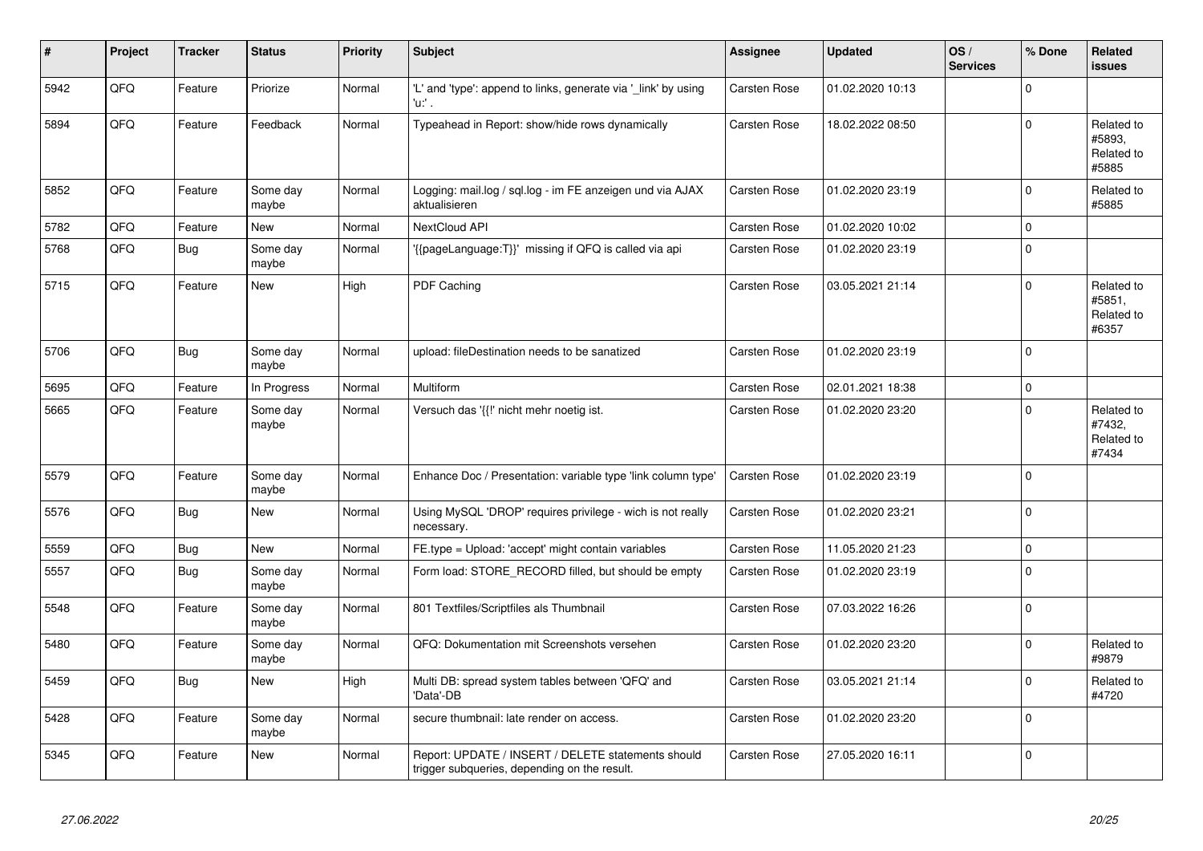| # | Project | Tracker | Status | Priority | Subject | Assignee | Updated | OS / Services | % Done | Related issues |
|---|---|---|---|---|---|---|---|---|---|---|
| 5942 | QFQ | Feature | Priorize | Normal | 'L' and 'type': append to links, generate via '_link' by using 'u:' . | Carsten Rose | 01.02.2020 10:13 | | 0 | |
| 5894 | QFQ | Feature | Feedback | Normal | Typeahead in Report: show/hide rows dynamically | Carsten Rose | 18.02.2022 08:50 | | 0 | Related to #5893, Related to #5885 |
| 5852 | QFQ | Feature | Some day maybe | Normal | Logging: mail.log / sql.log - im FE anzeigen und via AJAX aktualisieren | Carsten Rose | 01.02.2020 23:19 | | 0 | Related to #5885 |
| 5782 | QFQ | Feature | New | Normal | NextCloud API | Carsten Rose | 01.02.2020 10:02 | | 0 | |
| 5768 | QFQ | Bug | Some day maybe | Normal | '{{pageLanguage:T}}' missing if QFQ is called via api | Carsten Rose | 01.02.2020 23:19 | | 0 | |
| 5715 | QFQ | Feature | New | High | PDF Caching | Carsten Rose | 03.05.2021 21:14 | | 0 | Related to #5851, Related to #6357 |
| 5706 | QFQ | Bug | Some day maybe | Normal | upload: fileDestination needs to be sanatized | Carsten Rose | 01.02.2020 23:19 | | 0 | |
| 5695 | QFQ | Feature | In Progress | Normal | Multiform | Carsten Rose | 02.01.2021 18:38 | | 0 | |
| 5665 | QFQ | Feature | Some day maybe | Normal | Versuch das '{{!' nicht mehr noetig ist. | Carsten Rose | 01.02.2020 23:20 | | 0 | Related to #7432, Related to #7434 |
| 5579 | QFQ | Feature | Some day maybe | Normal | Enhance Doc / Presentation: variable type 'link column type' | Carsten Rose | 01.02.2020 23:19 | | 0 | |
| 5576 | QFQ | Bug | New | Normal | Using MySQL 'DROP' requires privilege - wich is not really necessary. | Carsten Rose | 01.02.2020 23:21 | | 0 | |
| 5559 | QFQ | Bug | New | Normal | FE.type = Upload: 'accept' might contain variables | Carsten Rose | 11.05.2020 21:23 | | 0 | |
| 5557 | QFQ | Bug | Some day maybe | Normal | Form load: STORE_RECORD filled, but should be empty | Carsten Rose | 01.02.2020 23:19 | | 0 | |
| 5548 | QFQ | Feature | Some day maybe | Normal | 801 Textfiles/Scriptfiles als Thumbnail | Carsten Rose | 07.03.2022 16:26 | | 0 | |
| 5480 | QFQ | Feature | Some day maybe | Normal | QFQ: Dokumentation mit Screenshots versehen | Carsten Rose | 01.02.2020 23:20 | | 0 | Related to #9879 |
| 5459 | QFQ | Bug | New | High | Multi DB: spread system tables between 'QFQ' and 'Data'-DB | Carsten Rose | 03.05.2021 21:14 | | 0 | Related to #4720 |
| 5428 | QFQ | Feature | Some day maybe | Normal | secure thumbnail: late render on access. | Carsten Rose | 01.02.2020 23:20 | | 0 | |
| 5345 | QFQ | Feature | New | Normal | Report: UPDATE / INSERT / DELETE statements should trigger subqueries, depending on the result. | Carsten Rose | 27.05.2020 16:11 | | 0 | |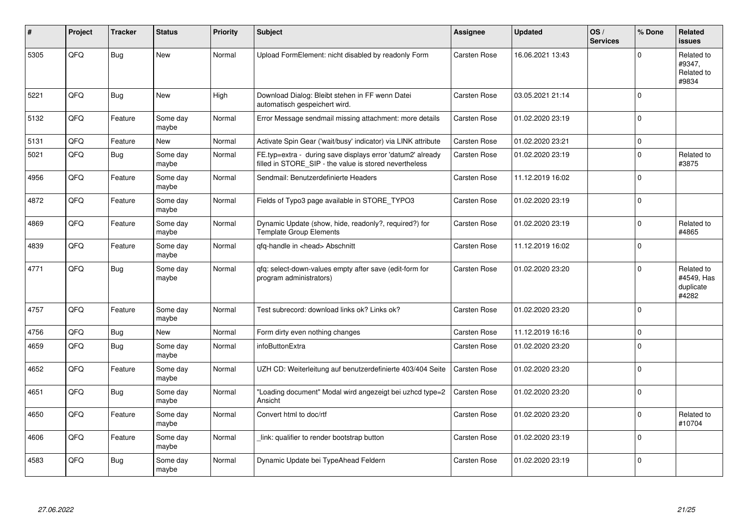| # | Project | Tracker | Status | Priority | Subject | Assignee | Updated | OS / Services | % Done | Related issues |
|---|---|---|---|---|---|---|---|---|---|---|
| 5305 | QFQ | Bug | New | Normal | Upload FormElement: nicht disabled by readonly Form | Carsten Rose | 16.06.2021 13:43 | | 0 | Related to #9347, Related to #9834 |
| 5221 | QFQ | Bug | New | High | Download Dialog: Bleibt stehen in FF wenn Datei automatisch gespeichert wird. | Carsten Rose | 03.05.2021 21:14 | | 0 | |
| 5132 | QFQ | Feature | Some day maybe | Normal | Error Message sendmail missing attachment: more details | Carsten Rose | 01.02.2020 23:19 | | 0 | |
| 5131 | QFQ | Feature | New | Normal | Activate Spin Gear ('wait/busy' indicator) via LINK attribute | Carsten Rose | 01.02.2020 23:21 | | 0 | |
| 5021 | QFQ | Bug | Some day maybe | Normal | FE.typ=extra - during save displays error 'datum2' already filled in STORE_SIP - the value is stored nevertheless | Carsten Rose | 01.02.2020 23:19 | | 0 | Related to #3875 |
| 4956 | QFQ | Feature | Some day maybe | Normal | Sendmail: Benutzerdefinierte Headers | Carsten Rose | 11.12.2019 16:02 | | 0 | |
| 4872 | QFQ | Feature | Some day maybe | Normal | Fields of Typo3 page available in STORE_TYPO3 | Carsten Rose | 01.02.2020 23:19 | | 0 | |
| 4869 | QFQ | Feature | Some day maybe | Normal | Dynamic Update (show, hide, readonly?, required?) for Template Group Elements | Carsten Rose | 01.02.2020 23:19 | | 0 | Related to #4865 |
| 4839 | QFQ | Feature | Some day maybe | Normal | qfq-handle in <head> Abschnitt | Carsten Rose | 11.12.2019 16:02 | | 0 | |
| 4771 | QFQ | Bug | Some day maybe | Normal | qfq: select-down-values empty after save (edit-form for program administrators) | Carsten Rose | 01.02.2020 23:20 | | 0 | Related to #4549, Has duplicate #4282 |
| 4757 | QFQ | Feature | Some day maybe | Normal | Test subrecord: download links ok? Links ok? | Carsten Rose | 01.02.2020 23:20 | | 0 | |
| 4756 | QFQ | Bug | New | Normal | Form dirty even nothing changes | Carsten Rose | 11.12.2019 16:16 | | 0 | |
| 4659 | QFQ | Bug | Some day maybe | Normal | infoButtonExtra | Carsten Rose | 01.02.2020 23:20 | | 0 | |
| 4652 | QFQ | Feature | Some day maybe | Normal | UZH CD: Weiterleitung auf benutzerdefinierte 403/404 Seite | Carsten Rose | 01.02.2020 23:20 | | 0 | |
| 4651 | QFQ | Bug | Some day maybe | Normal | "Loading document" Modal wird angezeigt bei uzhcd type=2 Ansicht | Carsten Rose | 01.02.2020 23:20 | | 0 | |
| 4650 | QFQ | Feature | Some day maybe | Normal | Convert html to doc/rtf | Carsten Rose | 01.02.2020 23:20 | | 0 | Related to #10704 |
| 4606 | QFQ | Feature | Some day maybe | Normal | _link: qualifier to render bootstrap button | Carsten Rose | 01.02.2020 23:19 | | 0 | |
| 4583 | QFQ | Bug | Some day maybe | Normal | Dynamic Update bei TypeAhead Feldern | Carsten Rose | 01.02.2020 23:19 | | 0 | |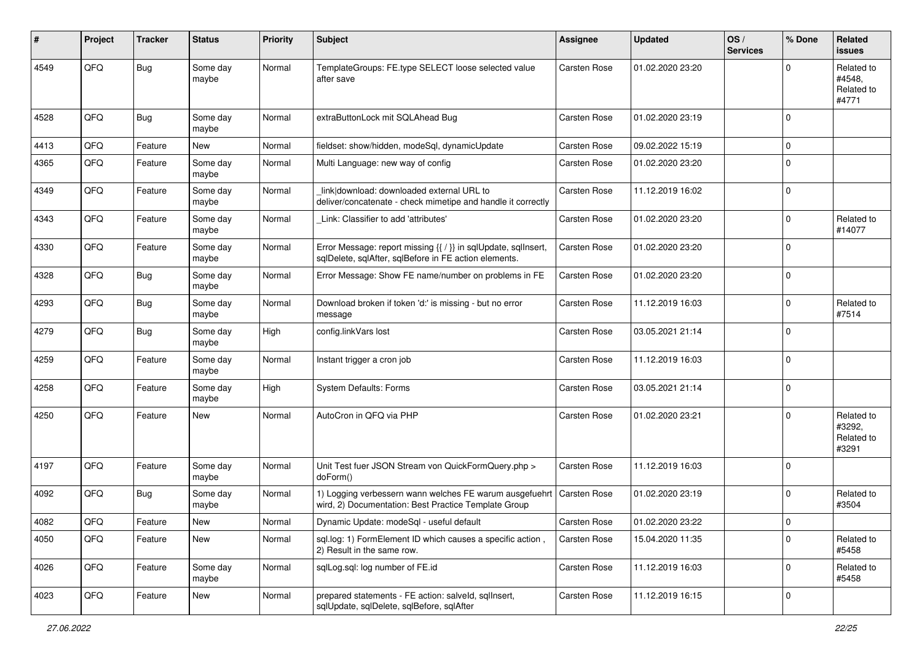| # | Project | Tracker | Status | Priority | Subject | Assignee | Updated | OS / Services | % Done | Related issues |
|---|---|---|---|---|---|---|---|---|---|---|
| 4549 | QFQ | Bug | Some day maybe | Normal | TemplateGroups: FE.type SELECT loose selected value after save | Carsten Rose | 01.02.2020 23:20 | | 0 | Related to #4548, Related to #4771 |
| 4528 | QFQ | Bug | Some day maybe | Normal | extraButtonLock mit SQLAhead Bug | Carsten Rose | 01.02.2020 23:19 | | 0 | |
| 4413 | QFQ | Feature | New | Normal | fieldset: show/hidden, modeSql, dynamicUpdate | Carsten Rose | 09.02.2022 15:19 | | 0 | |
| 4365 | QFQ | Feature | Some day maybe | Normal | Multi Language: new way of config | Carsten Rose | 01.02.2020 23:20 | | 0 | |
| 4349 | QFQ | Feature | Some day maybe | Normal | _link\|download: downloaded external URL to deliver/concatenate - check mimetipe and handle it correctly | Carsten Rose | 11.12.2019 16:02 | | 0 | |
| 4343 | QFQ | Feature | Some day maybe | Normal | _Link: Classifier to add 'attributes' | Carsten Rose | 01.02.2020 23:20 | | 0 | Related to #14077 |
| 4330 | QFQ | Feature | Some day maybe | Normal | Error Message: report missing {{ / }} in sqlUpdate, sqlInsert, sqlDelete, sqlAfter, sqlBefore in FE action elements. | Carsten Rose | 01.02.2020 23:20 | | 0 | |
| 4328 | QFQ | Bug | Some day maybe | Normal | Error Message: Show FE name/number on problems in FE | Carsten Rose | 01.02.2020 23:20 | | 0 | |
| 4293 | QFQ | Bug | Some day maybe | Normal | Download broken if token 'd:' is missing - but no error message | Carsten Rose | 11.12.2019 16:03 | | 0 | Related to #7514 |
| 4279 | QFQ | Bug | Some day maybe | High | config.linkVars lost | Carsten Rose | 03.05.2021 21:14 | | 0 | |
| 4259 | QFQ | Feature | Some day maybe | Normal | Instant trigger a cron job | Carsten Rose | 11.12.2019 16:03 | | 0 | |
| 4258 | QFQ | Feature | Some day maybe | High | System Defaults: Forms | Carsten Rose | 03.05.2021 21:14 | | 0 | |
| 4250 | QFQ | Feature | New | Normal | AutoCron in QFQ via PHP | Carsten Rose | 01.02.2020 23:21 | | 0 | Related to #3292, Related to #3291 |
| 4197 | QFQ | Feature | Some day maybe | Normal | Unit Test fuer JSON Stream von QuickFormQuery.php > doForm() | Carsten Rose | 11.12.2019 16:03 | | 0 | |
| 4092 | QFQ | Bug | Some day maybe | Normal | 1) Logging verbessern wann welches FE warum ausgefuehrt wird, 2) Documentation: Best Practice Template Group | Carsten Rose | 01.02.2020 23:19 | | 0 | Related to #3504 |
| 4082 | QFQ | Feature | New | Normal | Dynamic Update: modeSql - useful default | Carsten Rose | 01.02.2020 23:22 | | 0 | |
| 4050 | QFQ | Feature | New | Normal | sql.log: 1) FormElement ID which causes a specific action , 2) Result in the same row. | Carsten Rose | 15.04.2020 11:35 | | 0 | Related to #5458 |
| 4026 | QFQ | Feature | Some day maybe | Normal | sqlLog.sql: log number of FE.id | Carsten Rose | 11.12.2019 16:03 | | 0 | Related to #5458 |
| 4023 | QFQ | Feature | New | Normal | prepared statements - FE action: salveId, sqlInsert, sqlUpdate, sqlDelete, sqlBefore, sqlAfter | Carsten Rose | 11.12.2019 16:15 | | 0 | |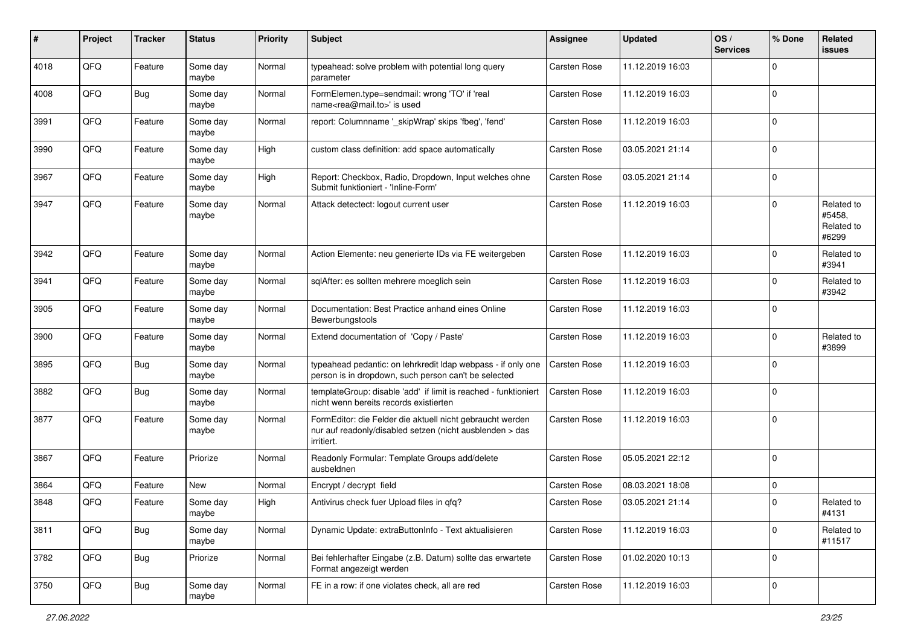| # | Project | Tracker | Status | Priority | Subject | Assignee | Updated | OS / Services | % Done | Related issues |
|---|---|---|---|---|---|---|---|---|---|---|
| 4018 | QFQ | Feature | Some day maybe | Normal | typeahead: solve problem with potential long query parameter | Carsten Rose | 11.12.2019 16:03 | | 0 | |
| 4008 | QFQ | Bug | Some day maybe | Normal | FormElemen.type=sendmail: wrong 'TO' if 'real name<rea@mail.to>' is used | Carsten Rose | 11.12.2019 16:03 | | 0 | |
| 3991 | QFQ | Feature | Some day maybe | Normal | report: Columnname '_skipWrap' skips 'fbeg', 'fend' | Carsten Rose | 11.12.2019 16:03 | | 0 | |
| 3990 | QFQ | Feature | Some day maybe | High | custom class definition: add space automatically | Carsten Rose | 03.05.2021 21:14 | | 0 | |
| 3967 | QFQ | Feature | Some day maybe | High | Report: Checkbox, Radio, Dropdown, Input welches ohne Submit funktioniert - 'Inline-Form' | Carsten Rose | 03.05.2021 21:14 | | 0 | |
| 3947 | QFQ | Feature | Some day maybe | Normal | Attack detectect: logout current user | Carsten Rose | 11.12.2019 16:03 | | 0 | Related to #5458, Related to #6299 |
| 3942 | QFQ | Feature | Some day maybe | Normal | Action Elemente: neu generierte IDs via FE weitergeben | Carsten Rose | 11.12.2019 16:03 | | 0 | Related to #3941 |
| 3941 | QFQ | Feature | Some day maybe | Normal | sqlAfter: es sollten mehrere moeglich sein | Carsten Rose | 11.12.2019 16:03 | | 0 | Related to #3942 |
| 3905 | QFQ | Feature | Some day maybe | Normal | Documentation: Best Practice anhand eines Online Bewerbungstools | Carsten Rose | 11.12.2019 16:03 | | 0 | |
| 3900 | QFQ | Feature | Some day maybe | Normal | Extend documentation of 'Copy / Paste' | Carsten Rose | 11.12.2019 16:03 | | 0 | Related to #3899 |
| 3895 | QFQ | Bug | Some day maybe | Normal | typeahead pedantic: on lehrkredit ldap webpass - if only one person is in dropdown, such person can't be selected | Carsten Rose | 11.12.2019 16:03 | | 0 | |
| 3882 | QFQ | Bug | Some day maybe | Normal | templateGroup: disable 'add' if limit is reached - funktioniert nicht wenn bereits records existierten | Carsten Rose | 11.12.2019 16:03 | | 0 | |
| 3877 | QFQ | Feature | Some day maybe | Normal | FormEditor: die Felder die aktuell nicht gebraucht werden nur auf readonly/disabled setzen (nicht ausblenden > das irritiert. | Carsten Rose | 11.12.2019 16:03 | | 0 | |
| 3867 | QFQ | Feature | Priorize | Normal | Readonly Formular: Template Groups add/delete ausbeldnen | Carsten Rose | 05.05.2021 22:12 | | 0 | |
| 3864 | QFQ | Feature | New | Normal | Encrypt / decrypt field | Carsten Rose | 08.03.2021 18:08 | | 0 | |
| 3848 | QFQ | Feature | Some day maybe | High | Antivirus check fuer Upload files in qfq? | Carsten Rose | 03.05.2021 21:14 | | 0 | Related to #4131 |
| 3811 | QFQ | Bug | Some day maybe | Normal | Dynamic Update: extraButtonInfo - Text aktualisieren | Carsten Rose | 11.12.2019 16:03 | | 0 | Related to #11517 |
| 3782 | QFQ | Bug | Priorize | Normal | Bei fehlerhafter Eingabe (z.B. Datum) sollte das erwartete Format angezeigt werden | Carsten Rose | 01.02.2020 10:13 | | 0 | |
| 3750 | QFQ | Bug | Some day maybe | Normal | FE in a row: if one violates check, all are red | Carsten Rose | 11.12.2019 16:03 | | 0 | |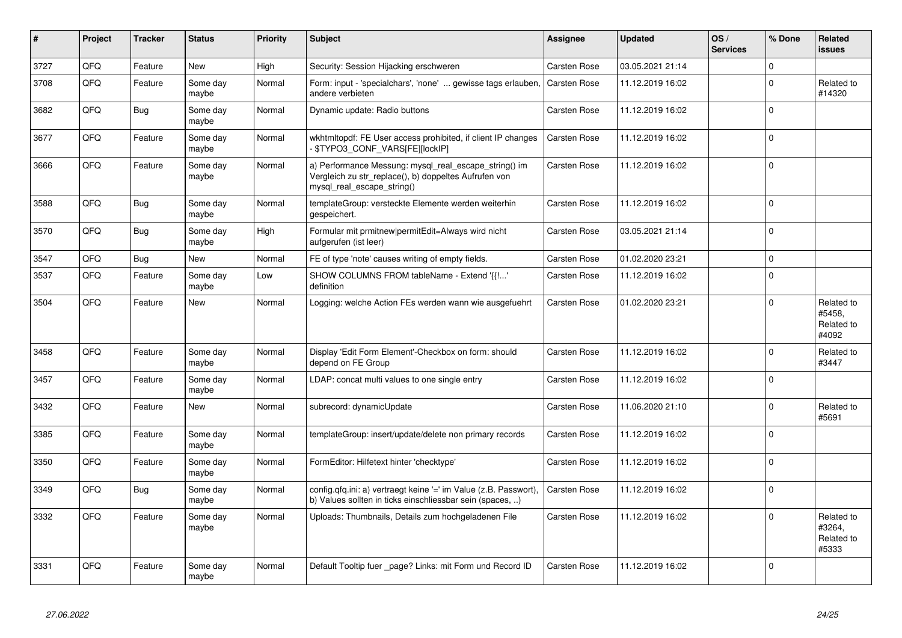| # | Project | Tracker | Status | Priority | Subject | Assignee | Updated | OS / Services | % Done | Related issues |
|---|---|---|---|---|---|---|---|---|---|---|
| 3727 | QFQ | Feature | New | High | Security: Session Hijacking erschweren | Carsten Rose | 03.05.2021 21:14 | | 0 | |
| 3708 | QFQ | Feature | Some day maybe | Normal | Form: input - 'specialchars', 'none' ... gewisse tags erlauben, andere verbieten | Carsten Rose | 11.12.2019 16:02 | | 0 | Related to #14320 |
| 3682 | QFQ | Bug | Some day maybe | Normal | Dynamic update: Radio buttons | Carsten Rose | 11.12.2019 16:02 | | 0 | |
| 3677 | QFQ | Feature | Some day maybe | Normal | wkhtmltopdf: FE User access prohibited, if client IP changes - $TYPO3_CONF_VARS[FE][lockIP] | Carsten Rose | 11.12.2019 16:02 | | 0 | |
| 3666 | QFQ | Feature | Some day maybe | Normal | a) Performance Messung: mysql_real_escape_string() im Vergleich zu str_replace(), b) doppeltes Aufrufen von mysql_real_escape_string() | Carsten Rose | 11.12.2019 16:02 | | 0 | |
| 3588 | QFQ | Bug | Some day maybe | Normal | templateGroup: versteckte Elemente werden weiterhin gespeichert. | Carsten Rose | 11.12.2019 16:02 | | 0 | |
| 3570 | QFQ | Bug | Some day maybe | High | Formular mit prmitnew\|permitEdit=Always wird nicht aufgerufen (ist leer) | Carsten Rose | 03.05.2021 21:14 | | 0 | |
| 3547 | QFQ | Bug | New | Normal | FE of type 'note' causes writing of empty fields. | Carsten Rose | 01.02.2020 23:21 | | 0 | |
| 3537 | QFQ | Feature | Some day maybe | Low | SHOW COLUMNS FROM tableName - Extend '{{!...' definition | Carsten Rose | 11.12.2019 16:02 | | 0 | |
| 3504 | QFQ | Feature | New | Normal | Logging: welche Action FEs werden wann wie ausgefuehrt | Carsten Rose | 01.02.2020 23:21 | | 0 | Related to #5458, Related to #4092 |
| 3458 | QFQ | Feature | Some day maybe | Normal | Display 'Edit Form Element'-Checkbox on form: should depend on FE Group | Carsten Rose | 11.12.2019 16:02 | | 0 | Related to #3447 |
| 3457 | QFQ | Feature | Some day maybe | Normal | LDAP: concat multi values to one single entry | Carsten Rose | 11.12.2019 16:02 | | 0 | |
| 3432 | QFQ | Feature | New | Normal | subrecord: dynamicUpdate | Carsten Rose | 11.06.2020 21:10 | | 0 | Related to #5691 |
| 3385 | QFQ | Feature | Some day maybe | Normal | templateGroup: insert/update/delete non primary records | Carsten Rose | 11.12.2019 16:02 | | 0 | |
| 3350 | QFQ | Feature | Some day maybe | Normal | FormEditor: Hilfetext hinter 'checktype' | Carsten Rose | 11.12.2019 16:02 | | 0 | |
| 3349 | QFQ | Bug | Some day maybe | Normal | config.qfq.ini: a) vertraegt keine '=' im Value (z.B. Passwort), b) Values sollten in ticks einschliessbar sein (spaces, ..) | Carsten Rose | 11.12.2019 16:02 | | 0 | |
| 3332 | QFQ | Feature | Some day maybe | Normal | Uploads: Thumbnails, Details zum hochgeladenen File | Carsten Rose | 11.12.2019 16:02 | | 0 | Related to #3264, Related to #5333 |
| 3331 | QFQ | Feature | Some day maybe | Normal | Default Tooltip fuer _page? Links: mit Form und Record ID | Carsten Rose | 11.12.2019 16:02 | | 0 | |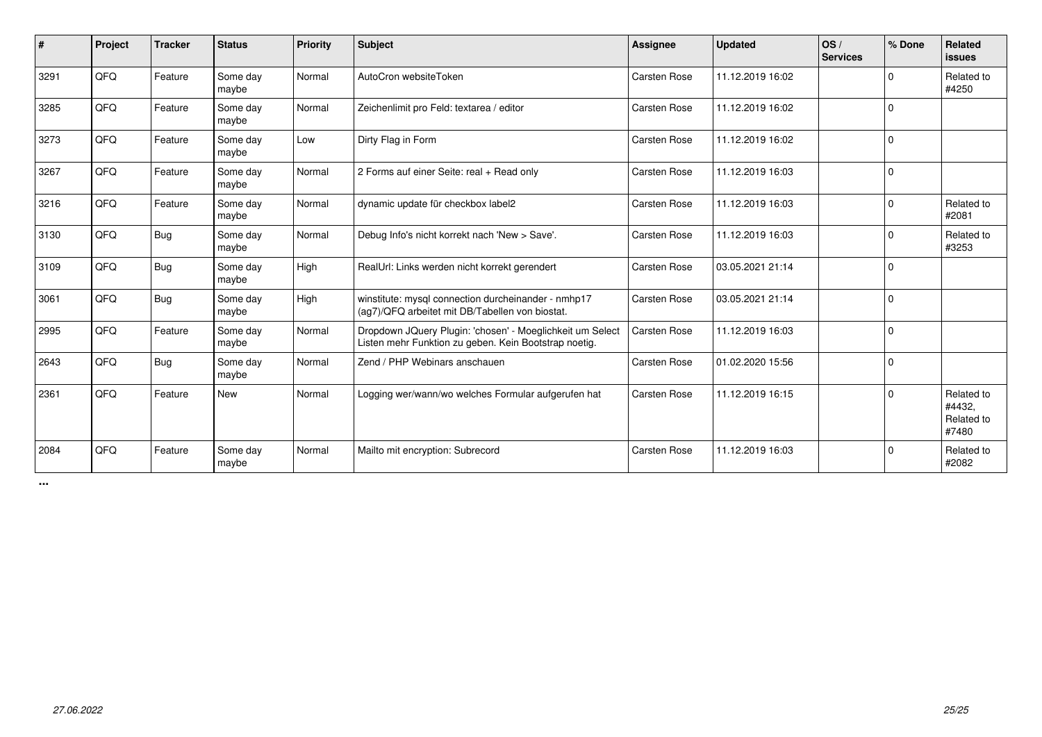| # | Project | Tracker | Status | Priority | Subject | Assignee | Updated | OS / Services | % Done | Related issues |
|---|---|---|---|---|---|---|---|---|---|---|
| 3291 | QFQ | Feature | Some day maybe | Normal | AutoCron websiteToken | Carsten Rose | 11.12.2019 16:02 | | 0 | Related to #4250 |
| 3285 | QFQ | Feature | Some day maybe | Normal | Zeichenlimit pro Feld: textarea / editor | Carsten Rose | 11.12.2019 16:02 | | 0 | |
| 3273 | QFQ | Feature | Some day maybe | Low | Dirty Flag in Form | Carsten Rose | 11.12.2019 16:02 | | 0 | |
| 3267 | QFQ | Feature | Some day maybe | Normal | 2 Forms auf einer Seite: real + Read only | Carsten Rose | 11.12.2019 16:03 | | 0 | |
| 3216 | QFQ | Feature | Some day maybe | Normal | dynamic update für checkbox label2 | Carsten Rose | 11.12.2019 16:03 | | 0 | Related to #2081 |
| 3130 | QFQ | Bug | Some day maybe | Normal | Debug Info's nicht korrekt nach 'New > Save'. | Carsten Rose | 11.12.2019 16:03 | | 0 | Related to #3253 |
| 3109 | QFQ | Bug | Some day maybe | High | RealUrl: Links werden nicht korrekt gerendert | Carsten Rose | 03.05.2021 21:14 | | 0 | |
| 3061 | QFQ | Bug | Some day maybe | High | winstitute: mysql connection durcheinander - nmhp17 (ag7)/QFQ arbeitet mit DB/Tabellen von biostat. | Carsten Rose | 03.05.2021 21:14 | | 0 | |
| 2995 | QFQ | Feature | Some day maybe | Normal | Dropdown JQuery Plugin: 'chosen' - Moeglichkeit um Select Listen mehr Funktion zu geben. Kein Bootstrap noetig. | Carsten Rose | 11.12.2019 16:03 | | 0 | |
| 2643 | QFQ | Bug | Some day maybe | Normal | Zend / PHP Webinars anschauen | Carsten Rose | 01.02.2020 15:56 | | 0 | |
| 2361 | QFQ | Feature | New | Normal | Logging wer/wann/wo welches Formular aufgerufen hat | Carsten Rose | 11.12.2019 16:15 | | 0 | Related to #4432, Related to #7480 |
| 2084 | QFQ | Feature | Some day maybe | Normal | Mailto mit encryption: Subrecord | Carsten Rose | 11.12.2019 16:03 | | 0 | Related to #2082 |

...